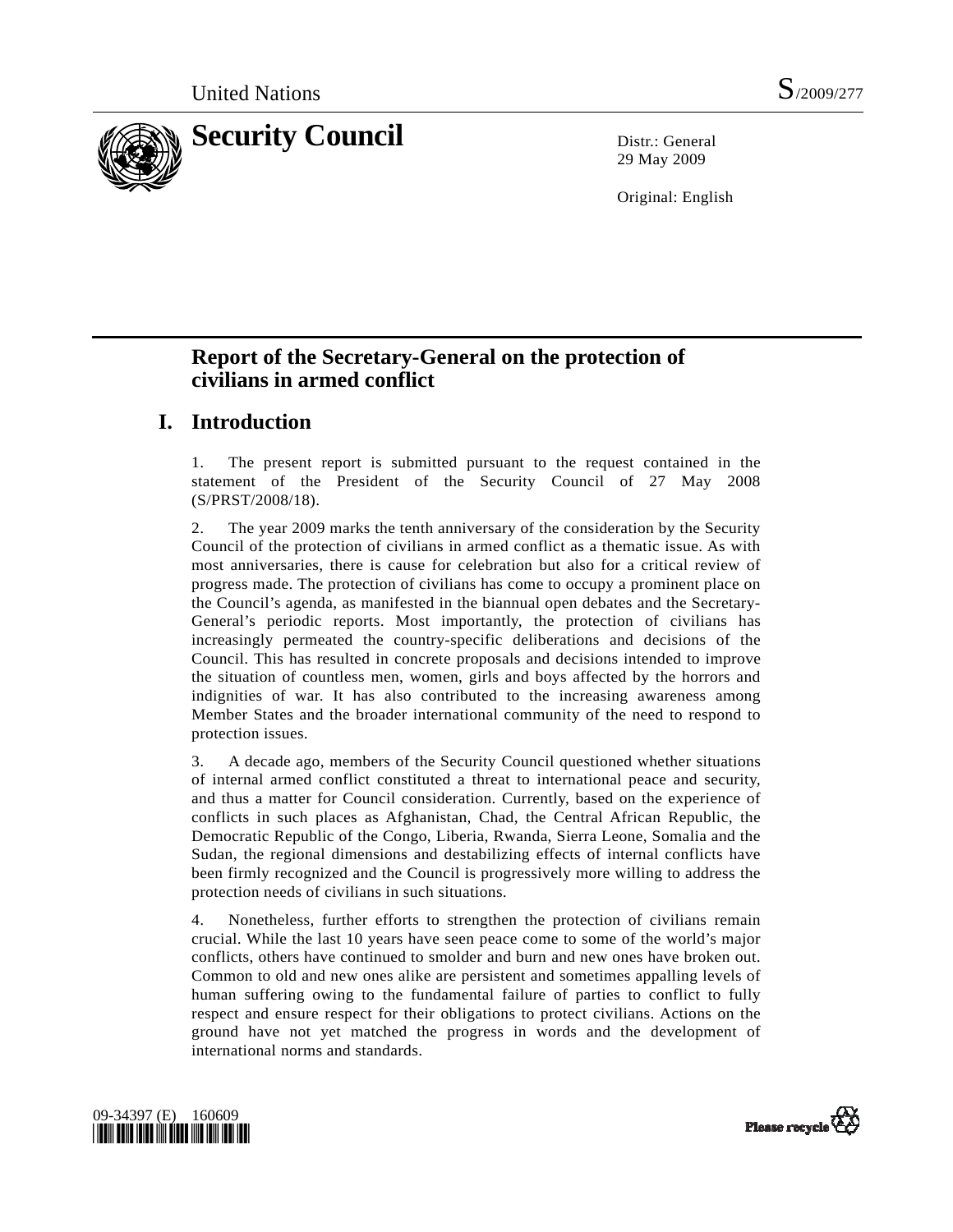United Nations S/2009/277

# Security Council

Distr.: General
29 May 2009

Original: English

## Report of the Secretary-General on the protection of civilians in armed conflict

## I. Introduction

1. The present report is submitted pursuant to the request contained in the statement of the President of the Security Council of 27 May 2008 (S/PRST/2008/18).

2. The year 2009 marks the tenth anniversary of the consideration by the Security Council of the protection of civilians in armed conflict as a thematic issue. As with most anniversaries, there is cause for celebration but also for a critical review of progress made. The protection of civilians has come to occupy a prominent place on the Council's agenda, as manifested in the biannual open debates and the Secretary-General's periodic reports. Most importantly, the protection of civilians has increasingly permeated the country-specific deliberations and decisions of the Council. This has resulted in concrete proposals and decisions intended to improve the situation of countless men, women, girls and boys affected by the horrors and indignities of war. It has also contributed to the increasing awareness among Member States and the broader international community of the need to respond to protection issues.

3. A decade ago, members of the Security Council questioned whether situations of internal armed conflict constituted a threat to international peace and security, and thus a matter for Council consideration. Currently, based on the experience of conflicts in such places as Afghanistan, Chad, the Central African Republic, the Democratic Republic of the Congo, Liberia, Rwanda, Sierra Leone, Somalia and the Sudan, the regional dimensions and destabilizing effects of internal conflicts have been firmly recognized and the Council is progressively more willing to address the protection needs of civilians in such situations.

4. Nonetheless, further efforts to strengthen the protection of civilians remain crucial. While the last 10 years have seen peace come to some of the world's major conflicts, others have continued to smolder and burn and new ones have broken out. Common to old and new ones alike are persistent and sometimes appalling levels of human suffering owing to the fundamental failure of parties to conflict to fully respect and ensure respect for their obligations to protect civilians. Actions on the ground have not yet matched the progress in words and the development of international norms and standards.

09-34397 (E) 160609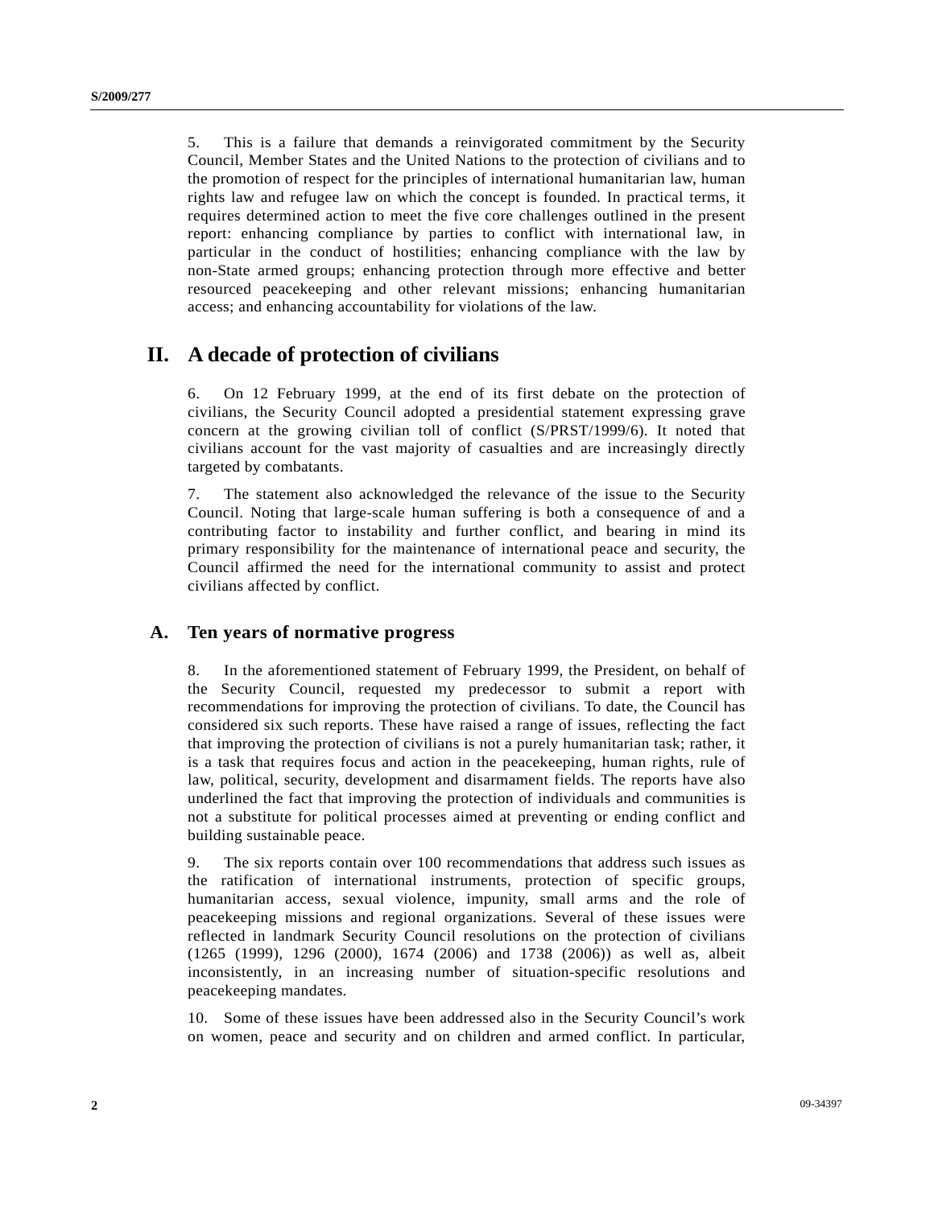5. This is a failure that demands a reinvigorated commitment by the Security Council, Member States and the United Nations to the protection of civilians and to the promotion of respect for the principles of international humanitarian law, human rights law and refugee law on which the concept is founded. In practical terms, it requires determined action to meet the five core challenges outlined in the present report: enhancing compliance by parties to conflict with international law, in particular in the conduct of hostilities; enhancing compliance with the law by non-State armed groups; enhancing protection through more effective and better resourced peacekeeping and other relevant missions; enhancing humanitarian access; and enhancing accountability for violations of the law.

# II. A decade of protection of civilians

6. On 12 February 1999, at the end of its first debate on the protection of civilians, the Security Council adopted a presidential statement expressing grave concern at the growing civilian toll of conflict (S/PRST/1999/6). It noted that civilians account for the vast majority of casualties and are increasingly directly targeted by combatants.

7. The statement also acknowledged the relevance of the issue to the Security Council. Noting that large-scale human suffering is both a consequence of and a contributing factor to instability and further conflict, and bearing in mind its primary responsibility for the maintenance of international peace and security, the Council affirmed the need for the international community to assist and protect civilians affected by conflict.

## A. Ten years of normative progress

8. In the aforementioned statement of February 1999, the President, on behalf of the Security Council, requested my predecessor to submit a report with recommendations for improving the protection of civilians. To date, the Council has considered six such reports. These have raised a range of issues, reflecting the fact that improving the protection of civilians is not a purely humanitarian task; rather, it is a task that requires focus and action in the peacekeeping, human rights, rule of law, political, security, development and disarmament fields. The reports have also underlined the fact that improving the protection of individuals and communities is not a substitute for political processes aimed at preventing or ending conflict and building sustainable peace.

9. The six reports contain over 100 recommendations that address such issues as the ratification of international instruments, protection of specific groups, humanitarian access, sexual violence, impunity, small arms and the role of peacekeeping missions and regional organizations. Several of these issues were reflected in landmark Security Council resolutions on the protection of civilians (1265 (1999), 1296 (2000), 1674 (2006) and 1738 (2006)) as well as, albeit inconsistently, in an increasing number of situation-specific resolutions and peacekeeping mandates.

10. Some of these issues have been addressed also in the Security Council's work on women, peace and security and on children and armed conflict. In particular,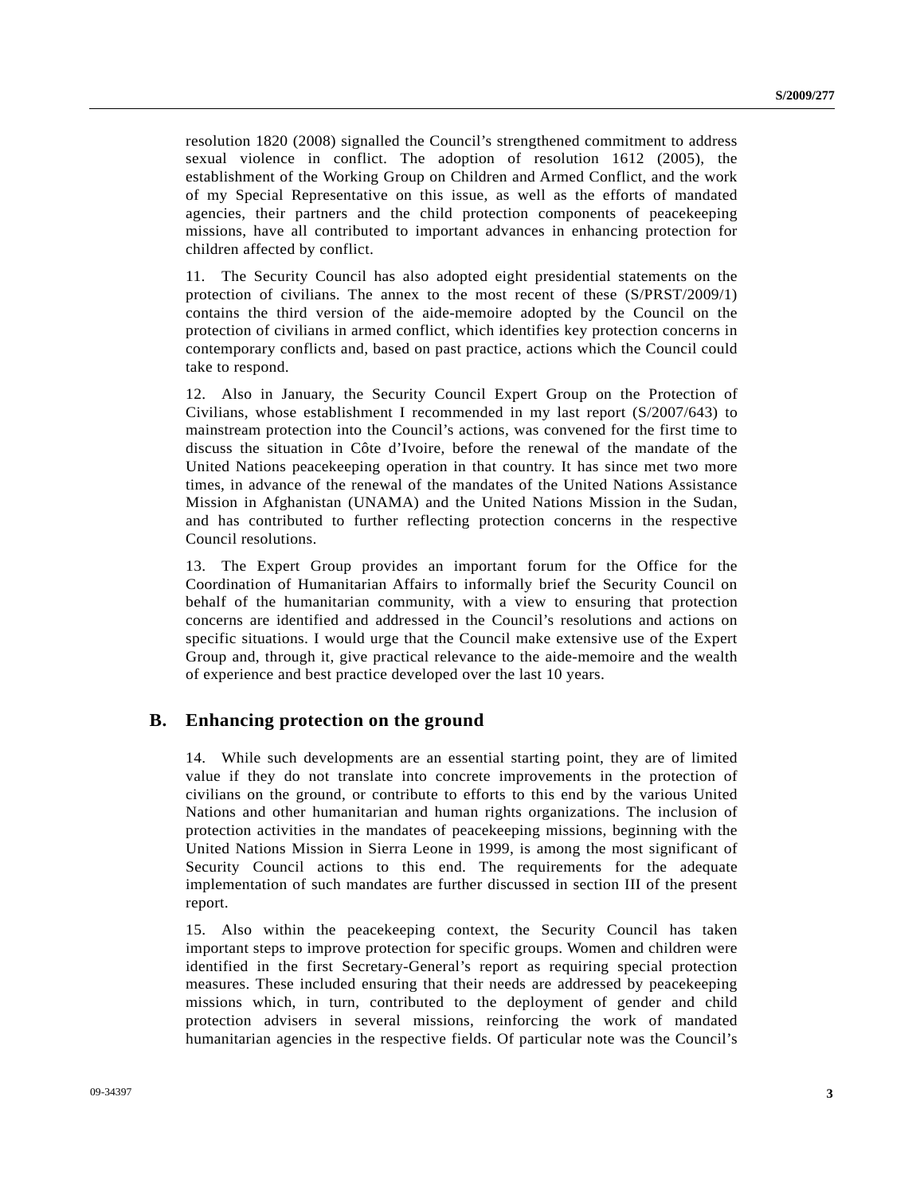resolution 1820 (2008) signalled the Council's strengthened commitment to address sexual violence in conflict. The adoption of resolution 1612 (2005), the establishment of the Working Group on Children and Armed Conflict, and the work of my Special Representative on this issue, as well as the efforts of mandated agencies, their partners and the child protection components of peacekeeping missions, have all contributed to important advances in enhancing protection for children affected by conflict.

11. The Security Council has also adopted eight presidential statements on the protection of civilians. The annex to the most recent of these (S/PRST/2009/1) contains the third version of the aide-memoire adopted by the Council on the protection of civilians in armed conflict, which identifies key protection concerns in contemporary conflicts and, based on past practice, actions which the Council could take to respond.

12. Also in January, the Security Council Expert Group on the Protection of Civilians, whose establishment I recommended in my last report (S/2007/643) to mainstream protection into the Council's actions, was convened for the first time to discuss the situation in Côte d'Ivoire, before the renewal of the mandate of the United Nations peacekeeping operation in that country. It has since met two more times, in advance of the renewal of the mandates of the United Nations Assistance Mission in Afghanistan (UNAMA) and the United Nations Mission in the Sudan, and has contributed to further reflecting protection concerns in the respective Council resolutions.

13. The Expert Group provides an important forum for the Office for the Coordination of Humanitarian Affairs to informally brief the Security Council on behalf of the humanitarian community, with a view to ensuring that protection concerns are identified and addressed in the Council's resolutions and actions on specific situations. I would urge that the Council make extensive use of the Expert Group and, through it, give practical relevance to the aide-memoire and the wealth of experience and best practice developed over the last 10 years.

## B. Enhancing protection on the ground

14. While such developments are an essential starting point, they are of limited value if they do not translate into concrete improvements in the protection of civilians on the ground, or contribute to efforts to this end by the various United Nations and other humanitarian and human rights organizations. The inclusion of protection activities in the mandates of peacekeeping missions, beginning with the United Nations Mission in Sierra Leone in 1999, is among the most significant of Security Council actions to this end. The requirements for the adequate implementation of such mandates are further discussed in section III of the present report.

15. Also within the peacekeeping context, the Security Council has taken important steps to improve protection for specific groups. Women and children were identified in the first Secretary-General's report as requiring special protection measures. These included ensuring that their needs are addressed by peacekeeping missions which, in turn, contributed to the deployment of gender and child protection advisers in several missions, reinforcing the work of mandated humanitarian agencies in the respective fields. Of particular note was the Council's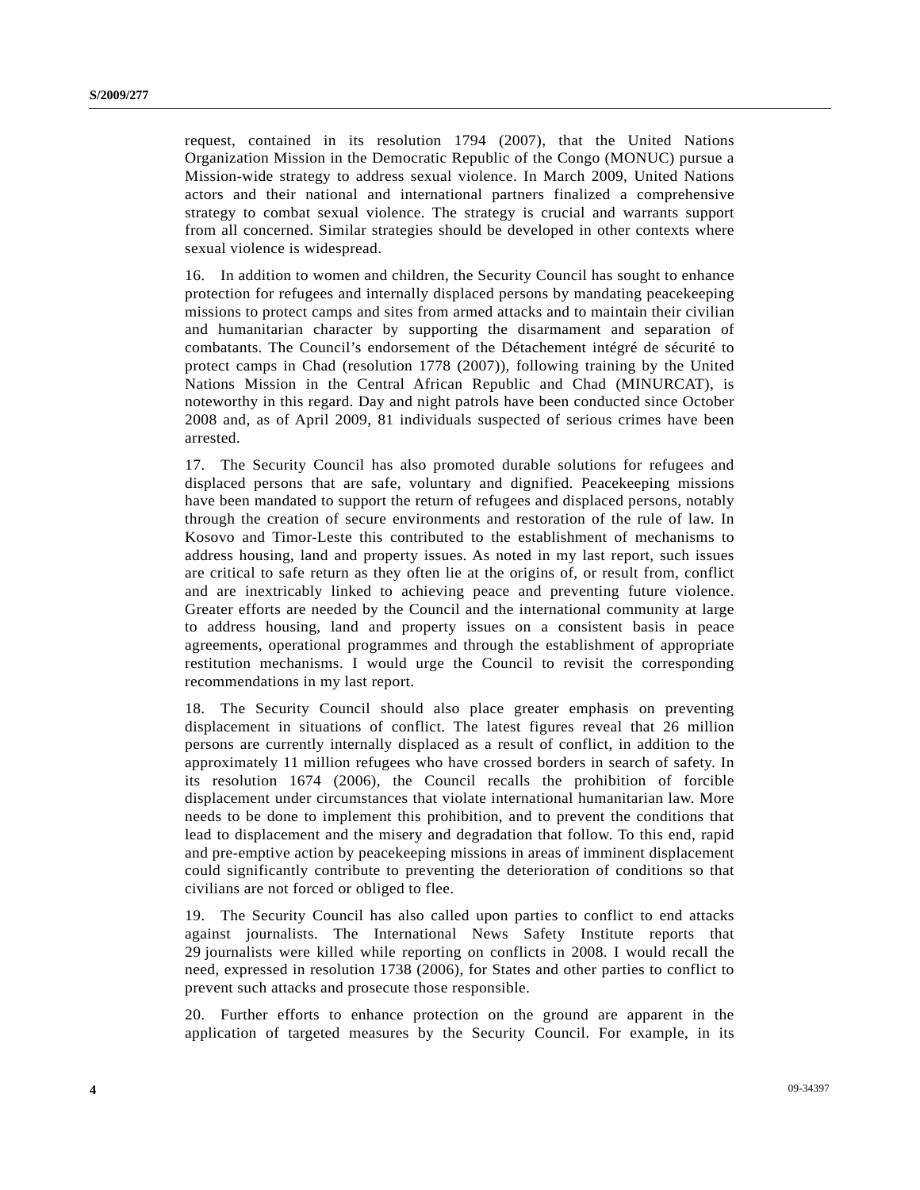request, contained in its resolution 1794 (2007), that the United Nations Organization Mission in the Democratic Republic of the Congo (MONUC) pursue a Mission-wide strategy to address sexual violence. In March 2009, United Nations actors and their national and international partners finalized a comprehensive strategy to combat sexual violence. The strategy is crucial and warrants support from all concerned. Similar strategies should be developed in other contexts where sexual violence is widespread.

16. In addition to women and children, the Security Council has sought to enhance protection for refugees and internally displaced persons by mandating peacekeeping missions to protect camps and sites from armed attacks and to maintain their civilian and humanitarian character by supporting the disarmament and separation of combatants. The Council's endorsement of the Détachement intégré de sécurité to protect camps in Chad (resolution 1778 (2007)), following training by the United Nations Mission in the Central African Republic and Chad (MINURCAT), is noteworthy in this regard. Day and night patrols have been conducted since October 2008 and, as of April 2009, 81 individuals suspected of serious crimes have been arrested.

17. The Security Council has also promoted durable solutions for refugees and displaced persons that are safe, voluntary and dignified. Peacekeeping missions have been mandated to support the return of refugees and displaced persons, notably through the creation of secure environments and restoration of the rule of law. In Kosovo and Timor-Leste this contributed to the establishment of mechanisms to address housing, land and property issues. As noted in my last report, such issues are critical to safe return as they often lie at the origins of, or result from, conflict and are inextricably linked to achieving peace and preventing future violence. Greater efforts are needed by the Council and the international community at large to address housing, land and property issues on a consistent basis in peace agreements, operational programmes and through the establishment of appropriate restitution mechanisms. I would urge the Council to revisit the corresponding recommendations in my last report.

18. The Security Council should also place greater emphasis on preventing displacement in situations of conflict. The latest figures reveal that 26 million persons are currently internally displaced as a result of conflict, in addition to the approximately 11 million refugees who have crossed borders in search of safety. In its resolution 1674 (2006), the Council recalls the prohibition of forcible displacement under circumstances that violate international humanitarian law. More needs to be done to implement this prohibition, and to prevent the conditions that lead to displacement and the misery and degradation that follow. To this end, rapid and pre-emptive action by peacekeeping missions in areas of imminent displacement could significantly contribute to preventing the deterioration of conditions so that civilians are not forced or obliged to flee.

19. The Security Council has also called upon parties to conflict to end attacks against journalists. The International News Safety Institute reports that 29 journalists were killed while reporting on conflicts in 2008. I would recall the need, expressed in resolution 1738 (2006), for States and other parties to conflict to prevent such attacks and prosecute those responsible.

20. Further efforts to enhance protection on the ground are apparent in the application of targeted measures by the Security Council. For example, in its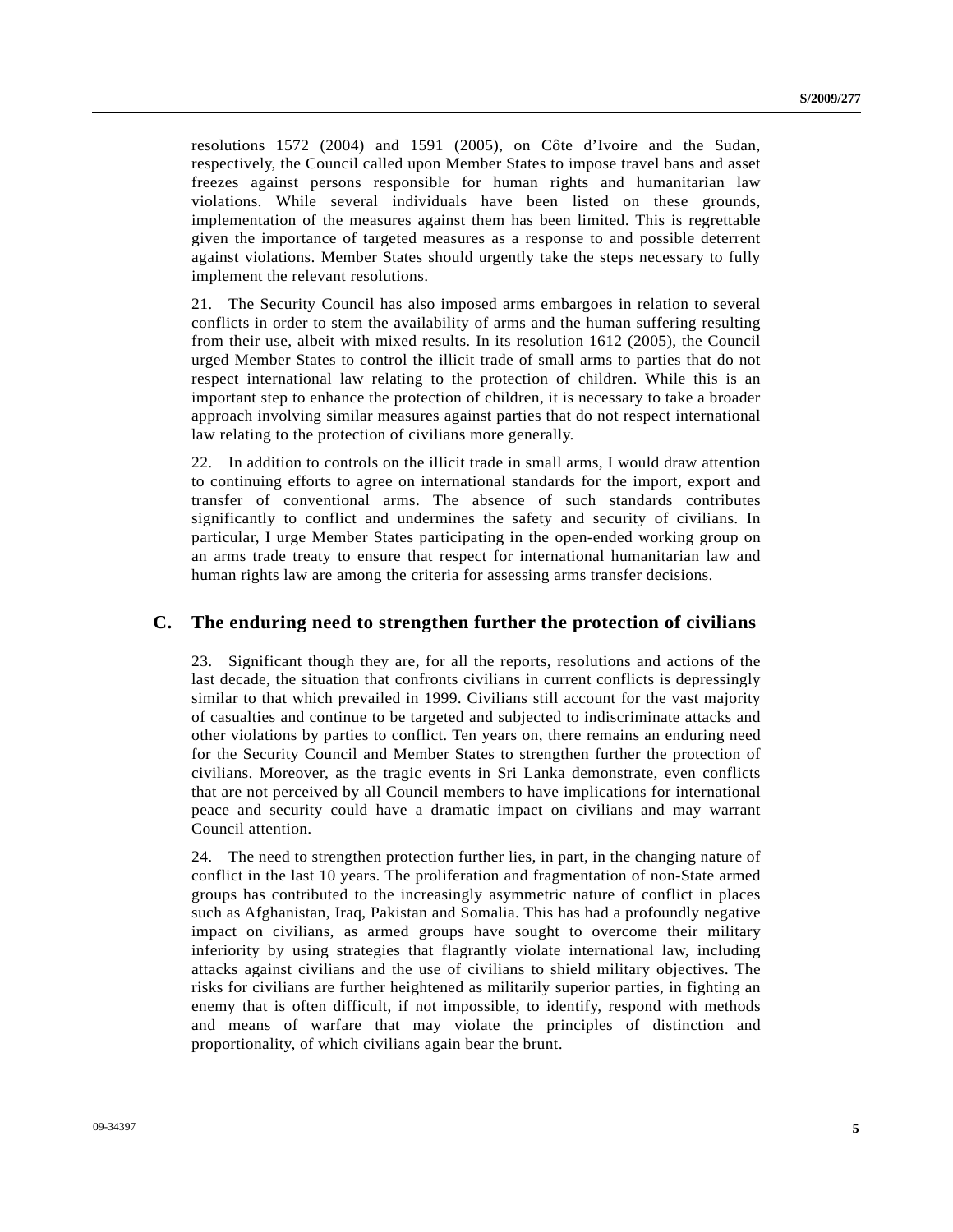resolutions 1572 (2004) and 1591 (2005), on Côte d'Ivoire and the Sudan, respectively, the Council called upon Member States to impose travel bans and asset freezes against persons responsible for human rights and humanitarian law violations. While several individuals have been listed on these grounds, implementation of the measures against them has been limited. This is regrettable given the importance of targeted measures as a response to and possible deterrent against violations. Member States should urgently take the steps necessary to fully implement the relevant resolutions.

21. The Security Council has also imposed arms embargoes in relation to several conflicts in order to stem the availability of arms and the human suffering resulting from their use, albeit with mixed results. In its resolution 1612 (2005), the Council urged Member States to control the illicit trade of small arms to parties that do not respect international law relating to the protection of children. While this is an important step to enhance the protection of children, it is necessary to take a broader approach involving similar measures against parties that do not respect international law relating to the protection of civilians more generally.

22. In addition to controls on the illicit trade in small arms, I would draw attention to continuing efforts to agree on international standards for the import, export and transfer of conventional arms. The absence of such standards contributes significantly to conflict and undermines the safety and security of civilians. In particular, I urge Member States participating in the open-ended working group on an arms trade treaty to ensure that respect for international humanitarian law and human rights law are among the criteria for assessing arms transfer decisions.

## C. The enduring need to strengthen further the protection of civilians

23. Significant though they are, for all the reports, resolutions and actions of the last decade, the situation that confronts civilians in current conflicts is depressingly similar to that which prevailed in 1999. Civilians still account for the vast majority of casualties and continue to be targeted and subjected to indiscriminate attacks and other violations by parties to conflict. Ten years on, there remains an enduring need for the Security Council and Member States to strengthen further the protection of civilians. Moreover, as the tragic events in Sri Lanka demonstrate, even conflicts that are not perceived by all Council members to have implications for international peace and security could have a dramatic impact on civilians and may warrant Council attention.

24. The need to strengthen protection further lies, in part, in the changing nature of conflict in the last 10 years. The proliferation and fragmentation of non-State armed groups has contributed to the increasingly asymmetric nature of conflict in places such as Afghanistan, Iraq, Pakistan and Somalia. This has had a profoundly negative impact on civilians, as armed groups have sought to overcome their military inferiority by using strategies that flagrantly violate international law, including attacks against civilians and the use of civilians to shield military objectives. The risks for civilians are further heightened as militarily superior parties, in fighting an enemy that is often difficult, if not impossible, to identify, respond with methods and means of warfare that may violate the principles of distinction and proportionality, of which civilians again bear the brunt.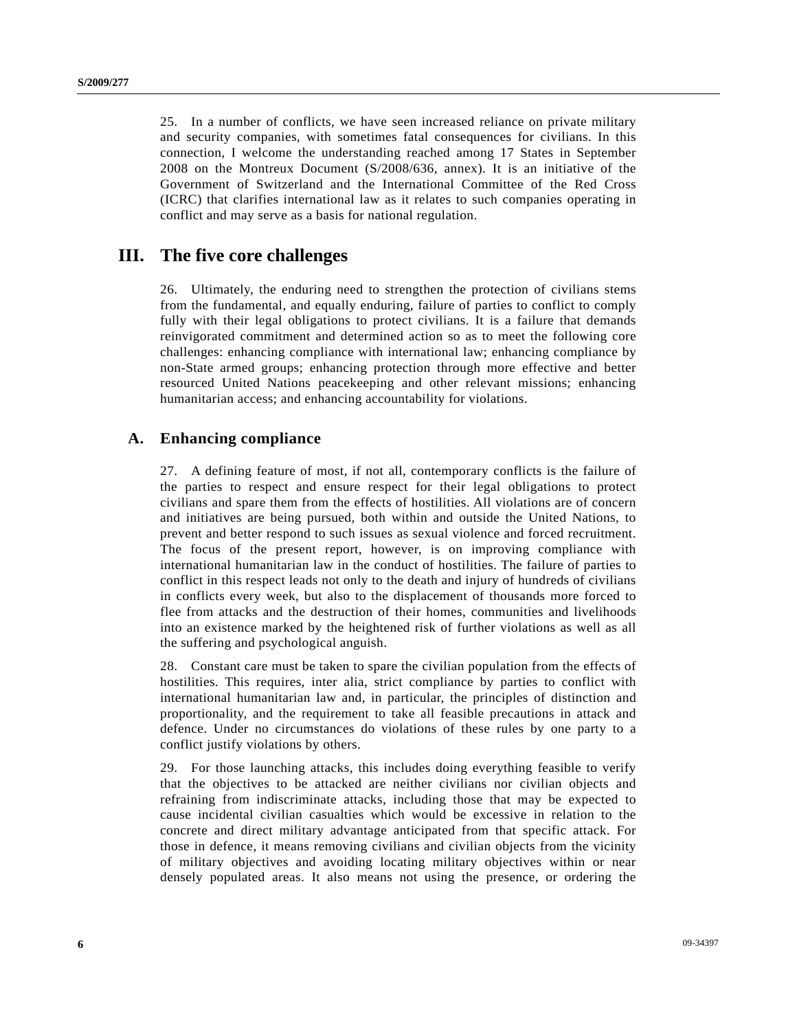25. In a number of conflicts, we have seen increased reliance on private military and security companies, with sometimes fatal consequences for civilians. In this connection, I welcome the understanding reached among 17 States in September 2008 on the Montreux Document (S/2008/636, annex). It is an initiative of the Government of Switzerland and the International Committee of the Red Cross (ICRC) that clarifies international law as it relates to such companies operating in conflict and may serve as a basis for national regulation.

# III. The five core challenges

26. Ultimately, the enduring need to strengthen the protection of civilians stems from the fundamental, and equally enduring, failure of parties to conflict to comply fully with their legal obligations to protect civilians. It is a failure that demands reinvigorated commitment and determined action so as to meet the following core challenges: enhancing compliance with international law; enhancing compliance by non-State armed groups; enhancing protection through more effective and better resourced United Nations peacekeeping and other relevant missions; enhancing humanitarian access; and enhancing accountability for violations.

## A. Enhancing compliance

27. A defining feature of most, if not all, contemporary conflicts is the failure of the parties to respect and ensure respect for their legal obligations to protect civilians and spare them from the effects of hostilities. All violations are of concern and initiatives are being pursued, both within and outside the United Nations, to prevent and better respond to such issues as sexual violence and forced recruitment. The focus of the present report, however, is on improving compliance with international humanitarian law in the conduct of hostilities. The failure of parties to conflict in this respect leads not only to the death and injury of hundreds of civilians in conflicts every week, but also to the displacement of thousands more forced to flee from attacks and the destruction of their homes, communities and livelihoods into an existence marked by the heightened risk of further violations as well as all the suffering and psychological anguish.

28. Constant care must be taken to spare the civilian population from the effects of hostilities. This requires, inter alia, strict compliance by parties to conflict with international humanitarian law and, in particular, the principles of distinction and proportionality, and the requirement to take all feasible precautions in attack and defence. Under no circumstances do violations of these rules by one party to a conflict justify violations by others.

29. For those launching attacks, this includes doing everything feasible to verify that the objectives to be attacked are neither civilians nor civilian objects and refraining from indiscriminate attacks, including those that may be expected to cause incidental civilian casualties which would be excessive in relation to the concrete and direct military advantage anticipated from that specific attack. For those in defence, it means removing civilians and civilian objects from the vicinity of military objectives and avoiding locating military objectives within or near densely populated areas. It also means not using the presence, or ordering the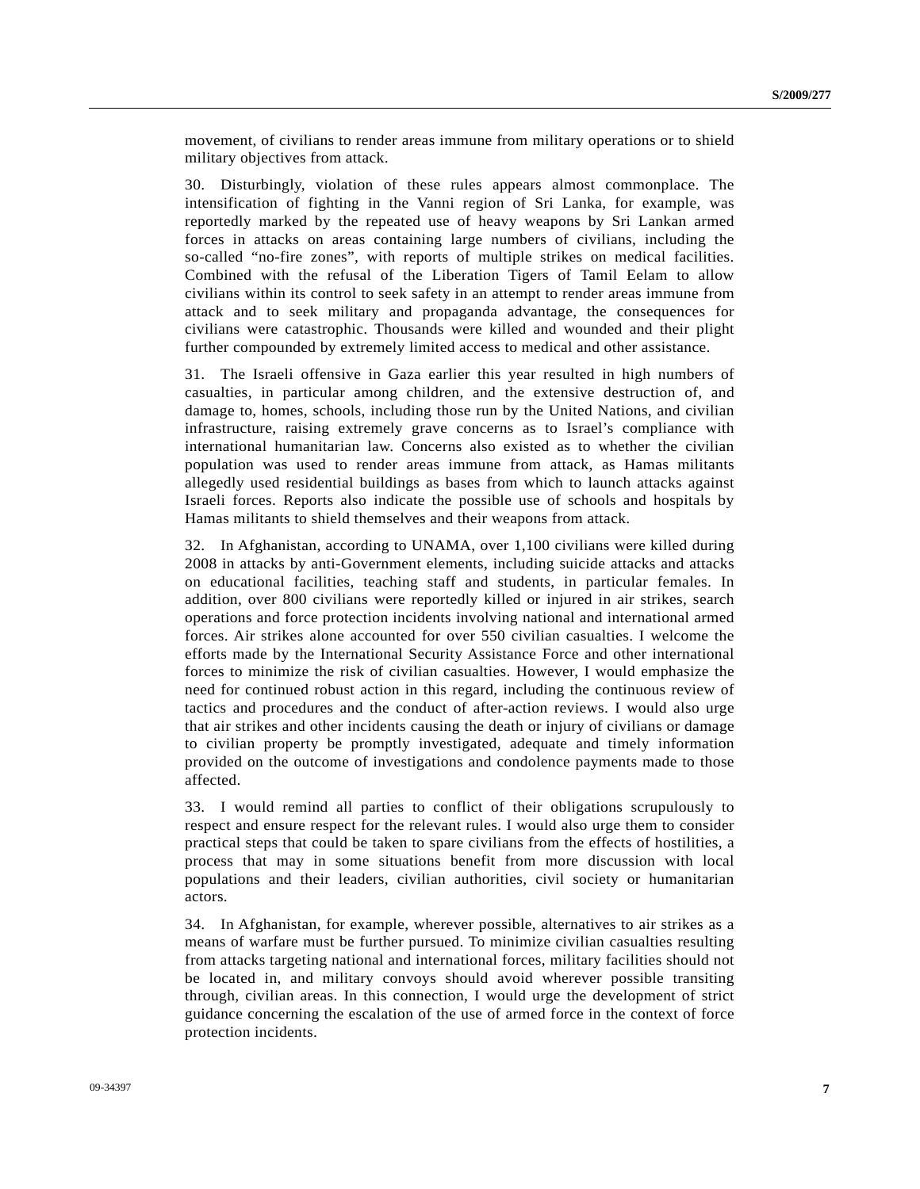movement, of civilians to render areas immune from military operations or to shield military objectives from attack.

30. Disturbingly, violation of these rules appears almost commonplace. The intensification of fighting in the Vanni region of Sri Lanka, for example, was reportedly marked by the repeated use of heavy weapons by Sri Lankan armed forces in attacks on areas containing large numbers of civilians, including the so-called "no-fire zones", with reports of multiple strikes on medical facilities. Combined with the refusal of the Liberation Tigers of Tamil Eelam to allow civilians within its control to seek safety in an attempt to render areas immune from attack and to seek military and propaganda advantage, the consequences for civilians were catastrophic. Thousands were killed and wounded and their plight further compounded by extremely limited access to medical and other assistance.

31. The Israeli offensive in Gaza earlier this year resulted in high numbers of casualties, in particular among children, and the extensive destruction of, and damage to, homes, schools, including those run by the United Nations, and civilian infrastructure, raising extremely grave concerns as to Israel's compliance with international humanitarian law. Concerns also existed as to whether the civilian population was used to render areas immune from attack, as Hamas militants allegedly used residential buildings as bases from which to launch attacks against Israeli forces. Reports also indicate the possible use of schools and hospitals by Hamas militants to shield themselves and their weapons from attack.

32. In Afghanistan, according to UNAMA, over 1,100 civilians were killed during 2008 in attacks by anti-Government elements, including suicide attacks and attacks on educational facilities, teaching staff and students, in particular females. In addition, over 800 civilians were reportedly killed or injured in air strikes, search operations and force protection incidents involving national and international armed forces. Air strikes alone accounted for over 550 civilian casualties. I welcome the efforts made by the International Security Assistance Force and other international forces to minimize the risk of civilian casualties. However, I would emphasize the need for continued robust action in this regard, including the continuous review of tactics and procedures and the conduct of after-action reviews. I would also urge that air strikes and other incidents causing the death or injury of civilians or damage to civilian property be promptly investigated, adequate and timely information provided on the outcome of investigations and condolence payments made to those affected.

33. I would remind all parties to conflict of their obligations scrupulously to respect and ensure respect for the relevant rules. I would also urge them to consider practical steps that could be taken to spare civilians from the effects of hostilities, a process that may in some situations benefit from more discussion with local populations and their leaders, civilian authorities, civil society or humanitarian actors.

34. In Afghanistan, for example, wherever possible, alternatives to air strikes as a means of warfare must be further pursued. To minimize civilian casualties resulting from attacks targeting national and international forces, military facilities should not be located in, and military convoys should avoid wherever possible transiting through, civilian areas. In this connection, I would urge the development of strict guidance concerning the escalation of the use of armed force in the context of force protection incidents.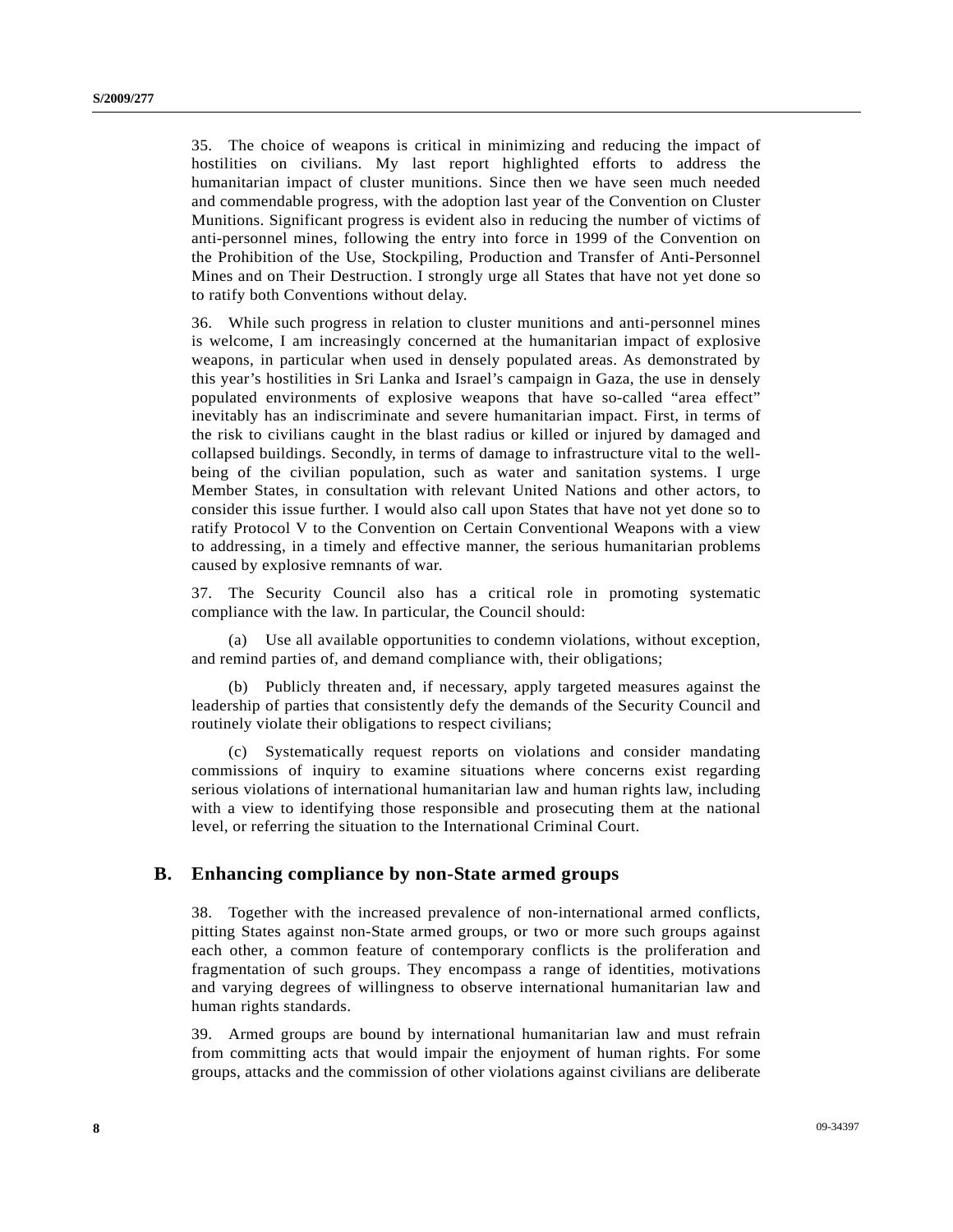35. The choice of weapons is critical in minimizing and reducing the impact of hostilities on civilians. My last report highlighted efforts to address the humanitarian impact of cluster munitions. Since then we have seen much needed and commendable progress, with the adoption last year of the Convention on Cluster Munitions. Significant progress is evident also in reducing the number of victims of anti-personnel mines, following the entry into force in 1999 of the Convention on the Prohibition of the Use, Stockpiling, Production and Transfer of Anti-Personnel Mines and on Their Destruction. I strongly urge all States that have not yet done so to ratify both Conventions without delay.

36. While such progress in relation to cluster munitions and anti-personnel mines is welcome, I am increasingly concerned at the humanitarian impact of explosive weapons, in particular when used in densely populated areas. As demonstrated by this year's hostilities in Sri Lanka and Israel's campaign in Gaza, the use in densely populated environments of explosive weapons that have so-called "area effect" inevitably has an indiscriminate and severe humanitarian impact. First, in terms of the risk to civilians caught in the blast radius or killed or injured by damaged and collapsed buildings. Secondly, in terms of damage to infrastructure vital to the well-being of the civilian population, such as water and sanitation systems. I urge Member States, in consultation with relevant United Nations and other actors, to consider this issue further. I would also call upon States that have not yet done so to ratify Protocol V to the Convention on Certain Conventional Weapons with a view to addressing, in a timely and effective manner, the serious humanitarian problems caused by explosive remnants of war.

37. The Security Council also has a critical role in promoting systematic compliance with the law. In particular, the Council should:

(a) Use all available opportunities to condemn violations, without exception, and remind parties of, and demand compliance with, their obligations;

(b) Publicly threaten and, if necessary, apply targeted measures against the leadership of parties that consistently defy the demands of the Security Council and routinely violate their obligations to respect civilians;

(c) Systematically request reports on violations and consider mandating commissions of inquiry to examine situations where concerns exist regarding serious violations of international humanitarian law and human rights law, including with a view to identifying those responsible and prosecuting them at the national level, or referring the situation to the International Criminal Court.

## B. Enhancing compliance by non-State armed groups

38. Together with the increased prevalence of non-international armed conflicts, pitting States against non-State armed groups, or two or more such groups against each other, a common feature of contemporary conflicts is the proliferation and fragmentation of such groups. They encompass a range of identities, motivations and varying degrees of willingness to observe international humanitarian law and human rights standards.

39. Armed groups are bound by international humanitarian law and must refrain from committing acts that would impair the enjoyment of human rights. For some groups, attacks and the commission of other violations against civilians are deliberate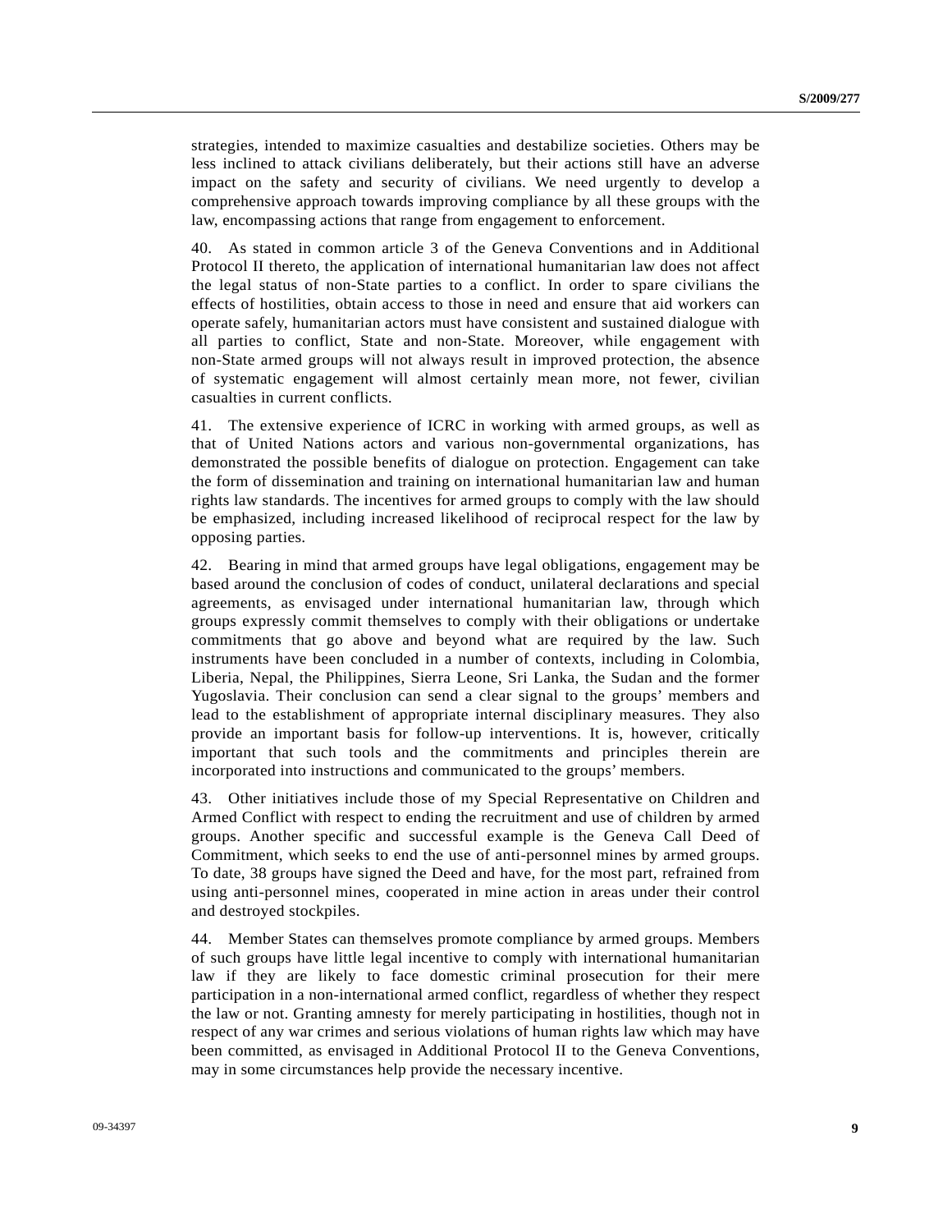strategies, intended to maximize casualties and destabilize societies. Others may be less inclined to attack civilians deliberately, but their actions still have an adverse impact on the safety and security of civilians. We need urgently to develop a comprehensive approach towards improving compliance by all these groups with the law, encompassing actions that range from engagement to enforcement.

40. As stated in common article 3 of the Geneva Conventions and in Additional Protocol II thereto, the application of international humanitarian law does not affect the legal status of non-State parties to a conflict. In order to spare civilians the effects of hostilities, obtain access to those in need and ensure that aid workers can operate safely, humanitarian actors must have consistent and sustained dialogue with all parties to conflict, State and non-State. Moreover, while engagement with non-State armed groups will not always result in improved protection, the absence of systematic engagement will almost certainly mean more, not fewer, civilian casualties in current conflicts.

41. The extensive experience of ICRC in working with armed groups, as well as that of United Nations actors and various non-governmental organizations, has demonstrated the possible benefits of dialogue on protection. Engagement can take the form of dissemination and training on international humanitarian law and human rights law standards. The incentives for armed groups to comply with the law should be emphasized, including increased likelihood of reciprocal respect for the law by opposing parties.

42. Bearing in mind that armed groups have legal obligations, engagement may be based around the conclusion of codes of conduct, unilateral declarations and special agreements, as envisaged under international humanitarian law, through which groups expressly commit themselves to comply with their obligations or undertake commitments that go above and beyond what are required by the law. Such instruments have been concluded in a number of contexts, including in Colombia, Liberia, Nepal, the Philippines, Sierra Leone, Sri Lanka, the Sudan and the former Yugoslavia. Their conclusion can send a clear signal to the groups' members and lead to the establishment of appropriate internal disciplinary measures. They also provide an important basis for follow-up interventions. It is, however, critically important that such tools and the commitments and principles therein are incorporated into instructions and communicated to the groups' members.

43. Other initiatives include those of my Special Representative on Children and Armed Conflict with respect to ending the recruitment and use of children by armed groups. Another specific and successful example is the Geneva Call Deed of Commitment, which seeks to end the use of anti-personnel mines by armed groups. To date, 38 groups have signed the Deed and have, for the most part, refrained from using anti-personnel mines, cooperated in mine action in areas under their control and destroyed stockpiles.

44. Member States can themselves promote compliance by armed groups. Members of such groups have little legal incentive to comply with international humanitarian law if they are likely to face domestic criminal prosecution for their mere participation in a non-international armed conflict, regardless of whether they respect the law or not. Granting amnesty for merely participating in hostilities, though not in respect of any war crimes and serious violations of human rights law which may have been committed, as envisaged in Additional Protocol II to the Geneva Conventions, may in some circumstances help provide the necessary incentive.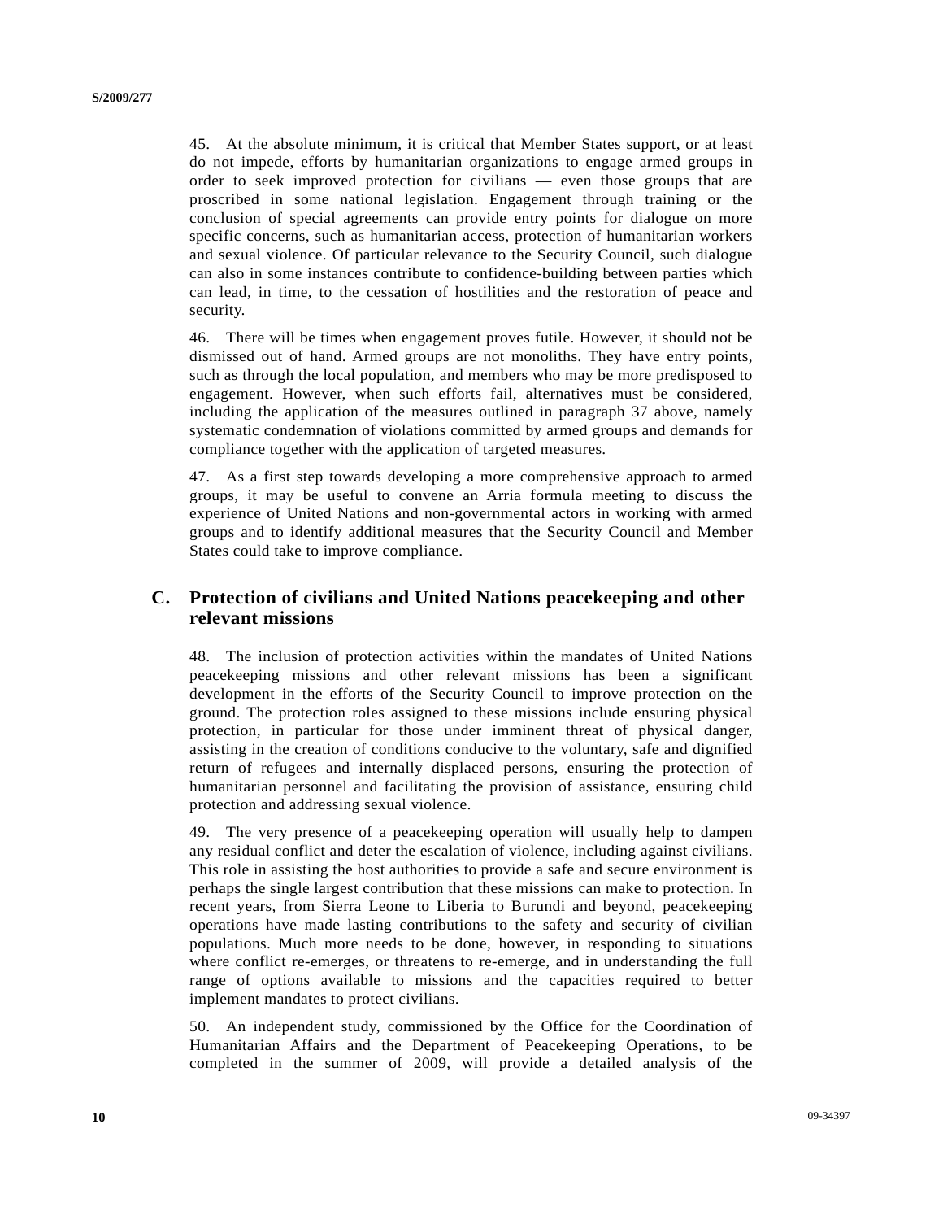45. At the absolute minimum, it is critical that Member States support, or at least do not impede, efforts by humanitarian organizations to engage armed groups in order to seek improved protection for civilians — even those groups that are proscribed in some national legislation. Engagement through training or the conclusion of special agreements can provide entry points for dialogue on more specific concerns, such as humanitarian access, protection of humanitarian workers and sexual violence. Of particular relevance to the Security Council, such dialogue can also in some instances contribute to confidence-building between parties which can lead, in time, to the cessation of hostilities and the restoration of peace and security.

46. There will be times when engagement proves futile. However, it should not be dismissed out of hand. Armed groups are not monoliths. They have entry points, such as through the local population, and members who may be more predisposed to engagement. However, when such efforts fail, alternatives must be considered, including the application of the measures outlined in paragraph 37 above, namely systematic condemnation of violations committed by armed groups and demands for compliance together with the application of targeted measures.

47. As a first step towards developing a more comprehensive approach to armed groups, it may be useful to convene an Arria formula meeting to discuss the experience of United Nations and non-governmental actors in working with armed groups and to identify additional measures that the Security Council and Member States could take to improve compliance.

## C. Protection of civilians and United Nations peacekeeping and other relevant missions

48. The inclusion of protection activities within the mandates of United Nations peacekeeping missions and other relevant missions has been a significant development in the efforts of the Security Council to improve protection on the ground. The protection roles assigned to these missions include ensuring physical protection, in particular for those under imminent threat of physical danger, assisting in the creation of conditions conducive to the voluntary, safe and dignified return of refugees and internally displaced persons, ensuring the protection of humanitarian personnel and facilitating the provision of assistance, ensuring child protection and addressing sexual violence.

49. The very presence of a peacekeeping operation will usually help to dampen any residual conflict and deter the escalation of violence, including against civilians. This role in assisting the host authorities to provide a safe and secure environment is perhaps the single largest contribution that these missions can make to protection. In recent years, from Sierra Leone to Liberia to Burundi and beyond, peacekeeping operations have made lasting contributions to the safety and security of civilian populations. Much more needs to be done, however, in responding to situations where conflict re-emerges, or threatens to re-emerge, and in understanding the full range of options available to missions and the capacities required to better implement mandates to protect civilians.

50. An independent study, commissioned by the Office for the Coordination of Humanitarian Affairs and the Department of Peacekeeping Operations, to be completed in the summer of 2009, will provide a detailed analysis of the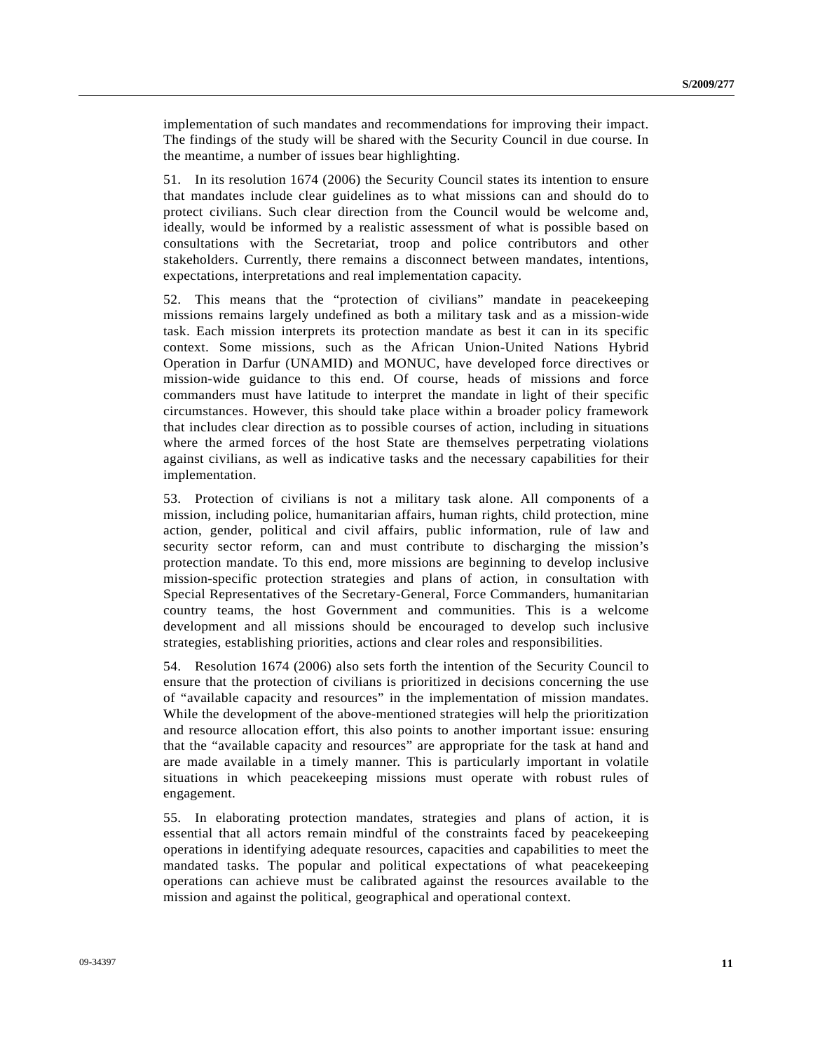implementation of such mandates and recommendations for improving their impact. The findings of the study will be shared with the Security Council in due course. In the meantime, a number of issues bear highlighting.

51. In its resolution 1674 (2006) the Security Council states its intention to ensure that mandates include clear guidelines as to what missions can and should do to protect civilians. Such clear direction from the Council would be welcome and, ideally, would be informed by a realistic assessment of what is possible based on consultations with the Secretariat, troop and police contributors and other stakeholders. Currently, there remains a disconnect between mandates, intentions, expectations, interpretations and real implementation capacity.

52. This means that the "protection of civilians" mandate in peacekeeping missions remains largely undefined as both a military task and as a mission-wide task. Each mission interprets its protection mandate as best it can in its specific context. Some missions, such as the African Union-United Nations Hybrid Operation in Darfur (UNAMID) and MONUC, have developed force directives or mission-wide guidance to this end. Of course, heads of missions and force commanders must have latitude to interpret the mandate in light of their specific circumstances. However, this should take place within a broader policy framework that includes clear direction as to possible courses of action, including in situations where the armed forces of the host State are themselves perpetrating violations against civilians, as well as indicative tasks and the necessary capabilities for their implementation.

53. Protection of civilians is not a military task alone. All components of a mission, including police, humanitarian affairs, human rights, child protection, mine action, gender, political and civil affairs, public information, rule of law and security sector reform, can and must contribute to discharging the mission's protection mandate. To this end, more missions are beginning to develop inclusive mission-specific protection strategies and plans of action, in consultation with Special Representatives of the Secretary-General, Force Commanders, humanitarian country teams, the host Government and communities. This is a welcome development and all missions should be encouraged to develop such inclusive strategies, establishing priorities, actions and clear roles and responsibilities.

54. Resolution 1674 (2006) also sets forth the intention of the Security Council to ensure that the protection of civilians is prioritized in decisions concerning the use of "available capacity and resources" in the implementation of mission mandates. While the development of the above-mentioned strategies will help the prioritization and resource allocation effort, this also points to another important issue: ensuring that the "available capacity and resources" are appropriate for the task at hand and are made available in a timely manner. This is particularly important in volatile situations in which peacekeeping missions must operate with robust rules of engagement.

55. In elaborating protection mandates, strategies and plans of action, it is essential that all actors remain mindful of the constraints faced by peacekeeping operations in identifying adequate resources, capacities and capabilities to meet the mandated tasks. The popular and political expectations of what peacekeeping operations can achieve must be calibrated against the resources available to the mission and against the political, geographical and operational context.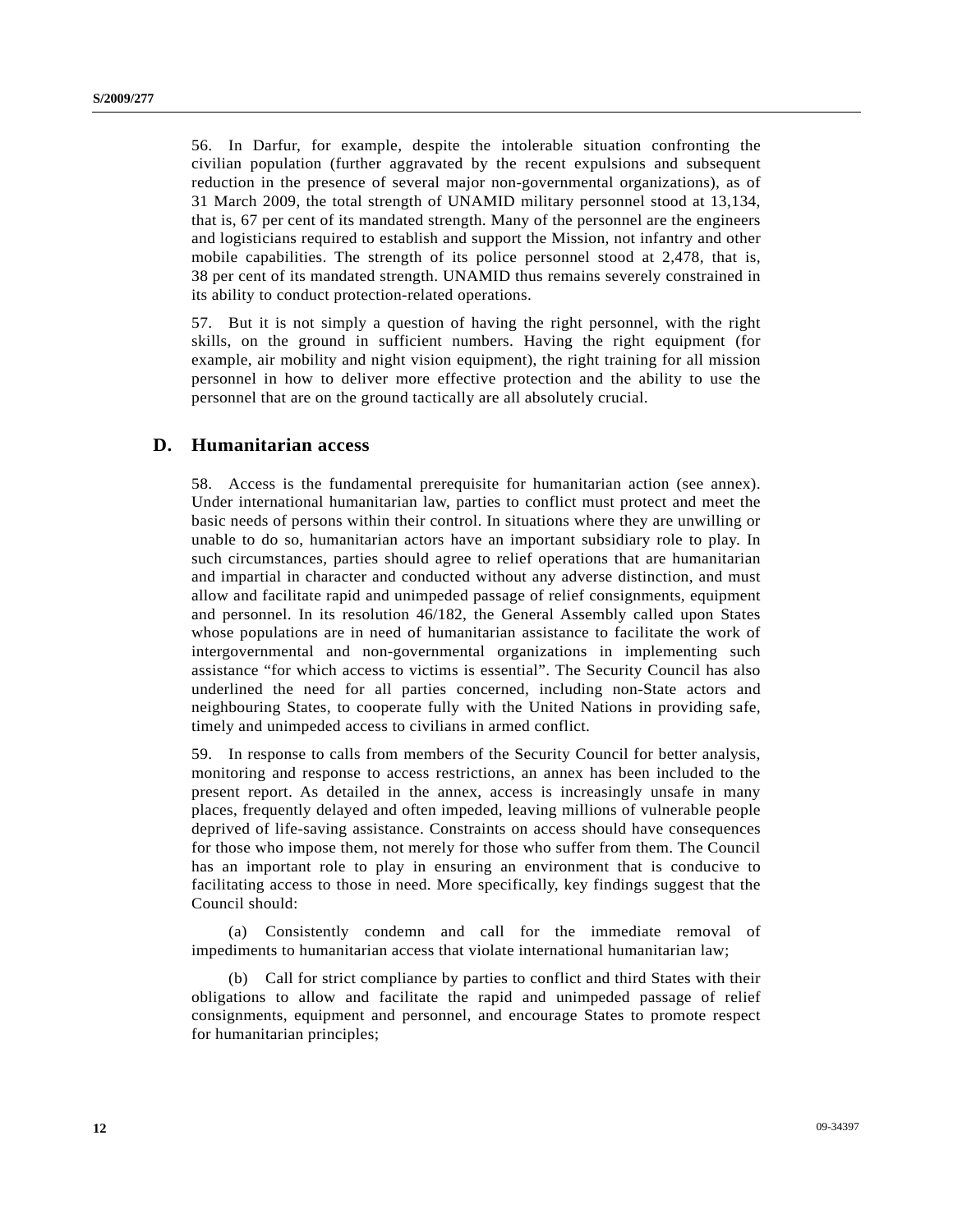56. In Darfur, for example, despite the intolerable situation confronting the civilian population (further aggravated by the recent expulsions and subsequent reduction in the presence of several major non-governmental organizations), as of 31 March 2009, the total strength of UNAMID military personnel stood at 13,134, that is, 67 per cent of its mandated strength. Many of the personnel are the engineers and logisticians required to establish and support the Mission, not infantry and other mobile capabilities. The strength of its police personnel stood at 2,478, that is, 38 per cent of its mandated strength. UNAMID thus remains severely constrained in its ability to conduct protection-related operations.

57. But it is not simply a question of having the right personnel, with the right skills, on the ground in sufficient numbers. Having the right equipment (for example, air mobility and night vision equipment), the right training for all mission personnel in how to deliver more effective protection and the ability to use the personnel that are on the ground tactically are all absolutely crucial.

## D. Humanitarian access

58. Access is the fundamental prerequisite for humanitarian action (see annex). Under international humanitarian law, parties to conflict must protect and meet the basic needs of persons within their control. In situations where they are unwilling or unable to do so, humanitarian actors have an important subsidiary role to play. In such circumstances, parties should agree to relief operations that are humanitarian and impartial in character and conducted without any adverse distinction, and must allow and facilitate rapid and unimpeded passage of relief consignments, equipment and personnel. In its resolution 46/182, the General Assembly called upon States whose populations are in need of humanitarian assistance to facilitate the work of intergovernmental and non-governmental organizations in implementing such assistance "for which access to victims is essential". The Security Council has also underlined the need for all parties concerned, including non-State actors and neighbouring States, to cooperate fully with the United Nations in providing safe, timely and unimpeded access to civilians in armed conflict.

59. In response to calls from members of the Security Council for better analysis, monitoring and response to access restrictions, an annex has been included to the present report. As detailed in the annex, access is increasingly unsafe in many places, frequently delayed and often impeded, leaving millions of vulnerable people deprived of life-saving assistance. Constraints on access should have consequences for those who impose them, not merely for those who suffer from them. The Council has an important role to play in ensuring an environment that is conducive to facilitating access to those in need. More specifically, key findings suggest that the Council should:

(a) Consistently condemn and call for the immediate removal of impediments to humanitarian access that violate international humanitarian law;

(b) Call for strict compliance by parties to conflict and third States with their obligations to allow and facilitate the rapid and unimpeded passage of relief consignments, equipment and personnel, and encourage States to promote respect for humanitarian principles;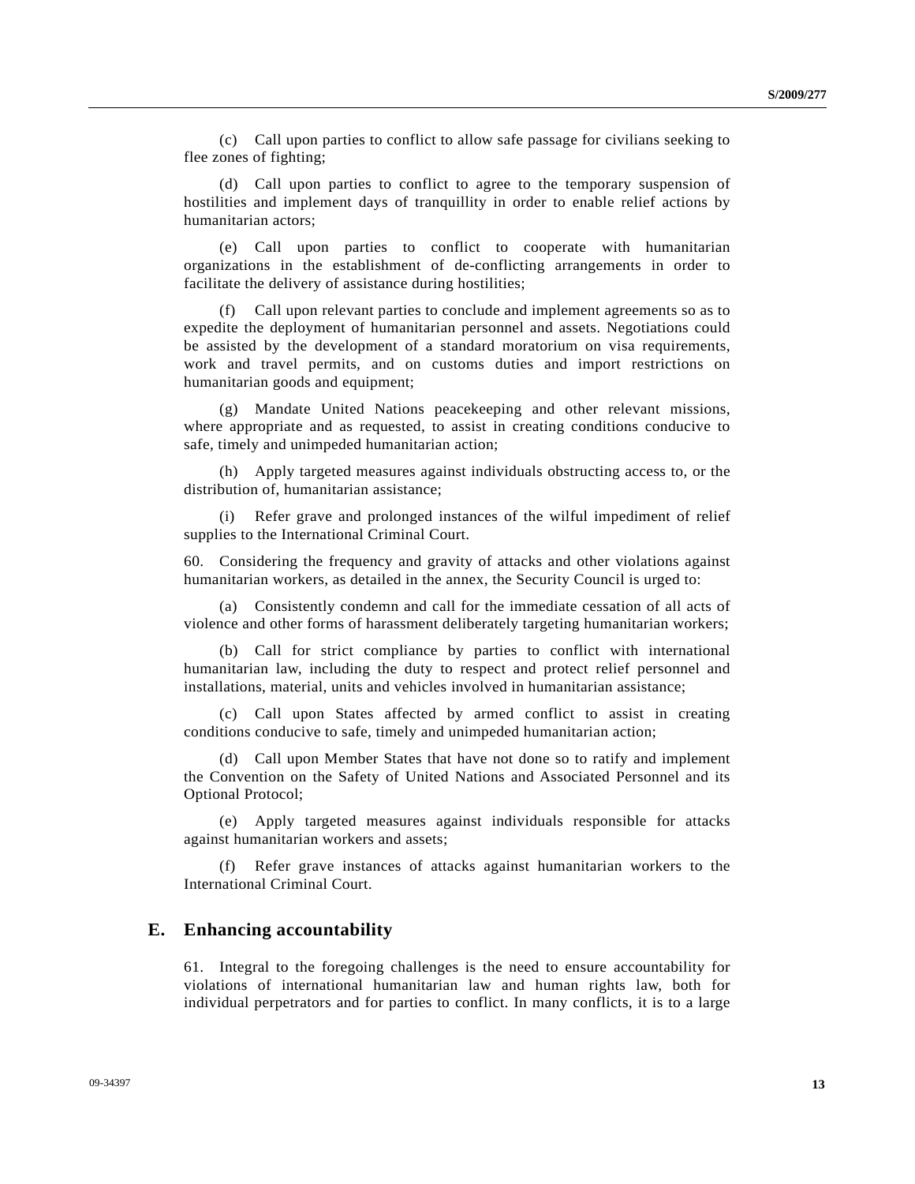(c) Call upon parties to conflict to allow safe passage for civilians seeking to flee zones of fighting;

(d) Call upon parties to conflict to agree to the temporary suspension of hostilities and implement days of tranquillity in order to enable relief actions by humanitarian actors;

(e) Call upon parties to conflict to cooperate with humanitarian organizations in the establishment of de-conflicting arrangements in order to facilitate the delivery of assistance during hostilities;

(f) Call upon relevant parties to conclude and implement agreements so as to expedite the deployment of humanitarian personnel and assets. Negotiations could be assisted by the development of a standard moratorium on visa requirements, work and travel permits, and on customs duties and import restrictions on humanitarian goods and equipment;

(g) Mandate United Nations peacekeeping and other relevant missions, where appropriate and as requested, to assist in creating conditions conducive to safe, timely and unimpeded humanitarian action;

(h) Apply targeted measures against individuals obstructing access to, or the distribution of, humanitarian assistance;

(i) Refer grave and prolonged instances of the wilful impediment of relief supplies to the International Criminal Court.

60. Considering the frequency and gravity of attacks and other violations against humanitarian workers, as detailed in the annex, the Security Council is urged to:

(a) Consistently condemn and call for the immediate cessation of all acts of violence and other forms of harassment deliberately targeting humanitarian workers;

(b) Call for strict compliance by parties to conflict with international humanitarian law, including the duty to respect and protect relief personnel and installations, material, units and vehicles involved in humanitarian assistance;

(c) Call upon States affected by armed conflict to assist in creating conditions conducive to safe, timely and unimpeded humanitarian action;

(d) Call upon Member States that have not done so to ratify and implement the Convention on the Safety of United Nations and Associated Personnel and its Optional Protocol;

(e) Apply targeted measures against individuals responsible for attacks against humanitarian workers and assets;

(f) Refer grave instances of attacks against humanitarian workers to the International Criminal Court.

## E. Enhancing accountability

61. Integral to the foregoing challenges is the need to ensure accountability for violations of international humanitarian law and human rights law, both for individual perpetrators and for parties to conflict. In many conflicts, it is to a large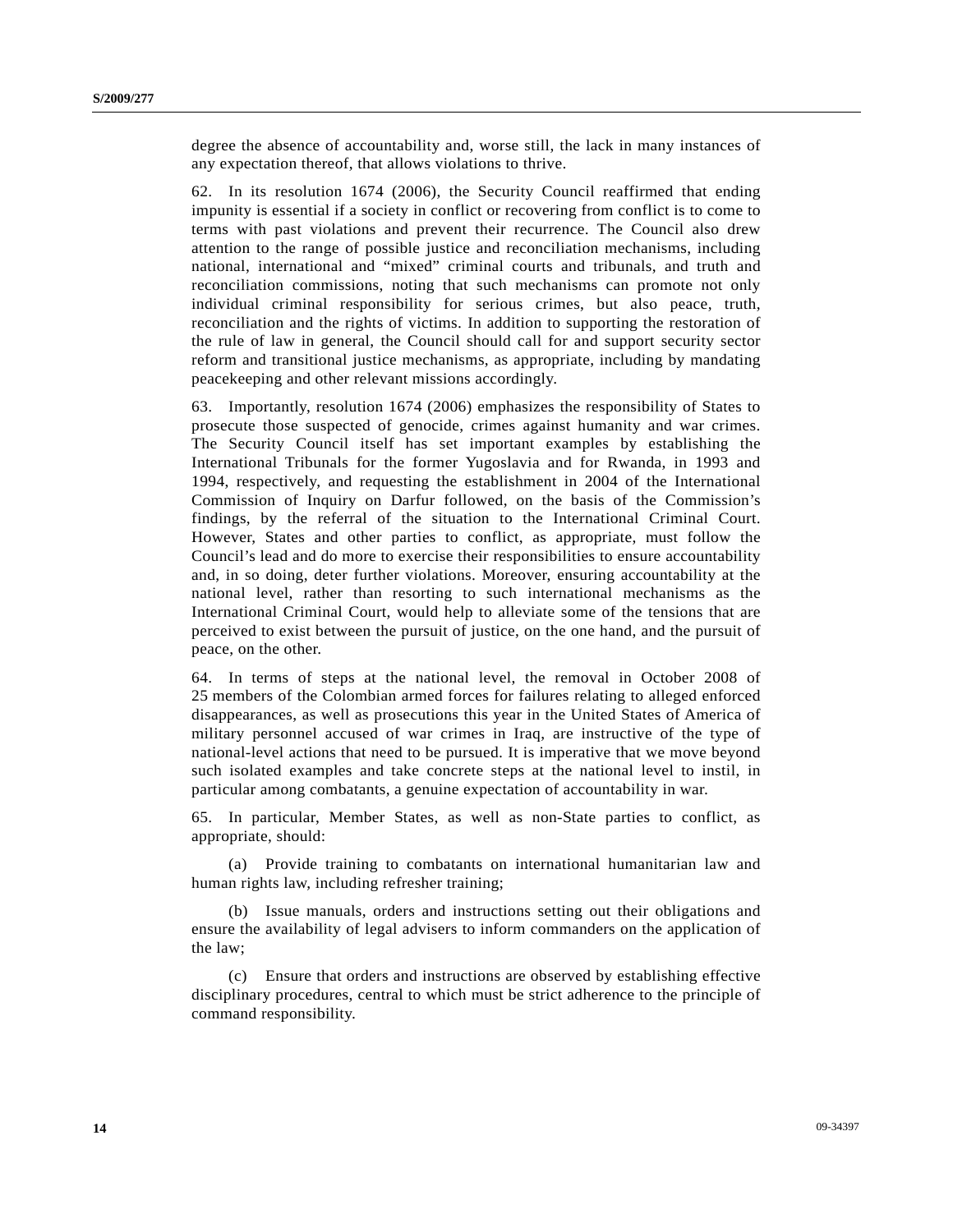degree the absence of accountability and, worse still, the lack in many instances of any expectation thereof, that allows violations to thrive.

62. In its resolution 1674 (2006), the Security Council reaffirmed that ending impunity is essential if a society in conflict or recovering from conflict is to come to terms with past violations and prevent their recurrence. The Council also drew attention to the range of possible justice and reconciliation mechanisms, including national, international and "mixed" criminal courts and tribunals, and truth and reconciliation commissions, noting that such mechanisms can promote not only individual criminal responsibility for serious crimes, but also peace, truth, reconciliation and the rights of victims. In addition to supporting the restoration of the rule of law in general, the Council should call for and support security sector reform and transitional justice mechanisms, as appropriate, including by mandating peacekeeping and other relevant missions accordingly.

63. Importantly, resolution 1674 (2006) emphasizes the responsibility of States to prosecute those suspected of genocide, crimes against humanity and war crimes. The Security Council itself has set important examples by establishing the International Tribunals for the former Yugoslavia and for Rwanda, in 1993 and 1994, respectively, and requesting the establishment in 2004 of the International Commission of Inquiry on Darfur followed, on the basis of the Commission's findings, by the referral of the situation to the International Criminal Court. However, States and other parties to conflict, as appropriate, must follow the Council's lead and do more to exercise their responsibilities to ensure accountability and, in so doing, deter further violations. Moreover, ensuring accountability at the national level, rather than resorting to such international mechanisms as the International Criminal Court, would help to alleviate some of the tensions that are perceived to exist between the pursuit of justice, on the one hand, and the pursuit of peace, on the other.

64. In terms of steps at the national level, the removal in October 2008 of 25 members of the Colombian armed forces for failures relating to alleged enforced disappearances, as well as prosecutions this year in the United States of America of military personnel accused of war crimes in Iraq, are instructive of the type of national-level actions that need to be pursued. It is imperative that we move beyond such isolated examples and take concrete steps at the national level to instil, in particular among combatants, a genuine expectation of accountability in war.

65. In particular, Member States, as well as non-State parties to conflict, as appropriate, should:

(a) Provide training to combatants on international humanitarian law and human rights law, including refresher training;

(b) Issue manuals, orders and instructions setting out their obligations and ensure the availability of legal advisers to inform commanders on the application of the law;

(c) Ensure that orders and instructions are observed by establishing effective disciplinary procedures, central to which must be strict adherence to the principle of command responsibility.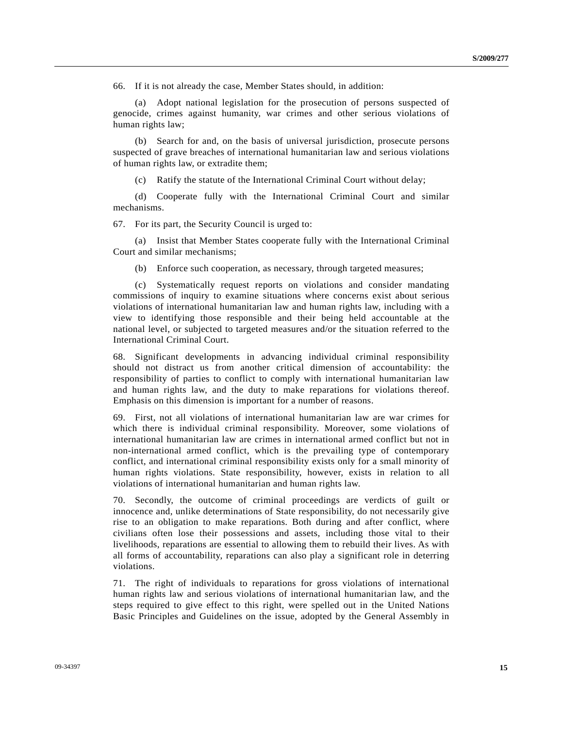66. If it is not already the case, Member States should, in addition:

(a) Adopt national legislation for the prosecution of persons suspected of genocide, crimes against humanity, war crimes and other serious violations of human rights law;

(b) Search for and, on the basis of universal jurisdiction, prosecute persons suspected of grave breaches of international humanitarian law and serious violations of human rights law, or extradite them;

(c) Ratify the statute of the International Criminal Court without delay;

(d) Cooperate fully with the International Criminal Court and similar mechanisms.

67. For its part, the Security Council is urged to:

(a) Insist that Member States cooperate fully with the International Criminal Court and similar mechanisms;

(b) Enforce such cooperation, as necessary, through targeted measures;

(c) Systematically request reports on violations and consider mandating commissions of inquiry to examine situations where concerns exist about serious violations of international humanitarian law and human rights law, including with a view to identifying those responsible and their being held accountable at the national level, or subjected to targeted measures and/or the situation referred to the International Criminal Court.

68. Significant developments in advancing individual criminal responsibility should not distract us from another critical dimension of accountability: the responsibility of parties to conflict to comply with international humanitarian law and human rights law, and the duty to make reparations for violations thereof. Emphasis on this dimension is important for a number of reasons.

69. First, not all violations of international humanitarian law are war crimes for which there is individual criminal responsibility. Moreover, some violations of international humanitarian law are crimes in international armed conflict but not in non-international armed conflict, which is the prevailing type of contemporary conflict, and international criminal responsibility exists only for a small minority of human rights violations. State responsibility, however, exists in relation to all violations of international humanitarian and human rights law.

70. Secondly, the outcome of criminal proceedings are verdicts of guilt or innocence and, unlike determinations of State responsibility, do not necessarily give rise to an obligation to make reparations. Both during and after conflict, where civilians often lose their possessions and assets, including those vital to their livelihoods, reparations are essential to allowing them to rebuild their lives. As with all forms of accountability, reparations can also play a significant role in deterring violations.

71. The right of individuals to reparations for gross violations of international human rights law and serious violations of international humanitarian law, and the steps required to give effect to this right, were spelled out in the United Nations Basic Principles and Guidelines on the issue, adopted by the General Assembly in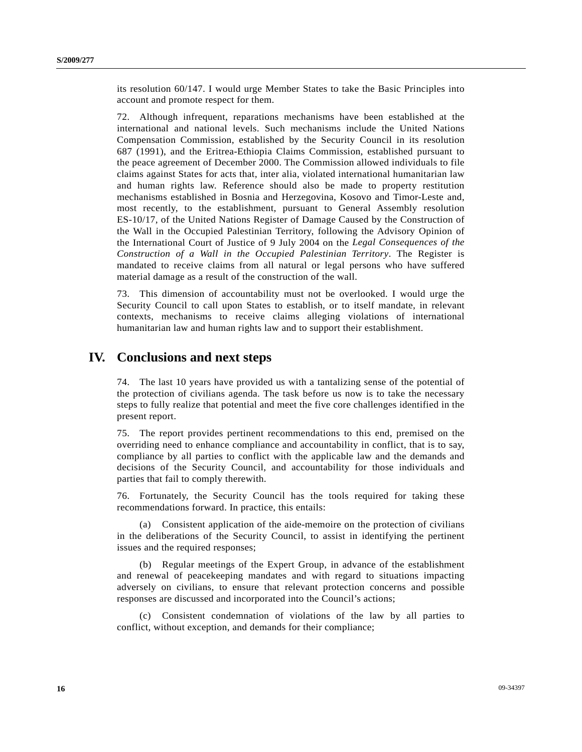its resolution 60/147. I would urge Member States to take the Basic Principles into account and promote respect for them.

72. Although infrequent, reparations mechanisms have been established at the international and national levels. Such mechanisms include the United Nations Compensation Commission, established by the Security Council in its resolution 687 (1991), and the Eritrea-Ethiopia Claims Commission, established pursuant to the peace agreement of December 2000. The Commission allowed individuals to file claims against States for acts that, inter alia, violated international humanitarian law and human rights law. Reference should also be made to property restitution mechanisms established in Bosnia and Herzegovina, Kosovo and Timor-Leste and, most recently, to the establishment, pursuant to General Assembly resolution ES-10/17, of the United Nations Register of Damage Caused by the Construction of the Wall in the Occupied Palestinian Territory, following the Advisory Opinion of the International Court of Justice of 9 July 2004 on the *Legal Consequences of the Construction of a Wall in the Occupied Palestinian Territory*. The Register is mandated to receive claims from all natural or legal persons who have suffered material damage as a result of the construction of the wall.

73. This dimension of accountability must not be overlooked. I would urge the Security Council to call upon States to establish, or to itself mandate, in relevant contexts, mechanisms to receive claims alleging violations of international humanitarian law and human rights law and to support their establishment.

# IV. Conclusions and next steps

74. The last 10 years have provided us with a tantalizing sense of the potential of the protection of civilians agenda. The task before us now is to take the necessary steps to fully realize that potential and meet the five core challenges identified in the present report.

75. The report provides pertinent recommendations to this end, premised on the overriding need to enhance compliance and accountability in conflict, that is to say, compliance by all parties to conflict with the applicable law and the demands and decisions of the Security Council, and accountability for those individuals and parties that fail to comply therewith.

76. Fortunately, the Security Council has the tools required for taking these recommendations forward. In practice, this entails:

(a) Consistent application of the aide-memoire on the protection of civilians in the deliberations of the Security Council, to assist in identifying the pertinent issues and the required responses;

(b) Regular meetings of the Expert Group, in advance of the establishment and renewal of peacekeeping mandates and with regard to situations impacting adversely on civilians, to ensure that relevant protection concerns and possible responses are discussed and incorporated into the Council's actions;

(c) Consistent condemnation of violations of the law by all parties to conflict, without exception, and demands for their compliance;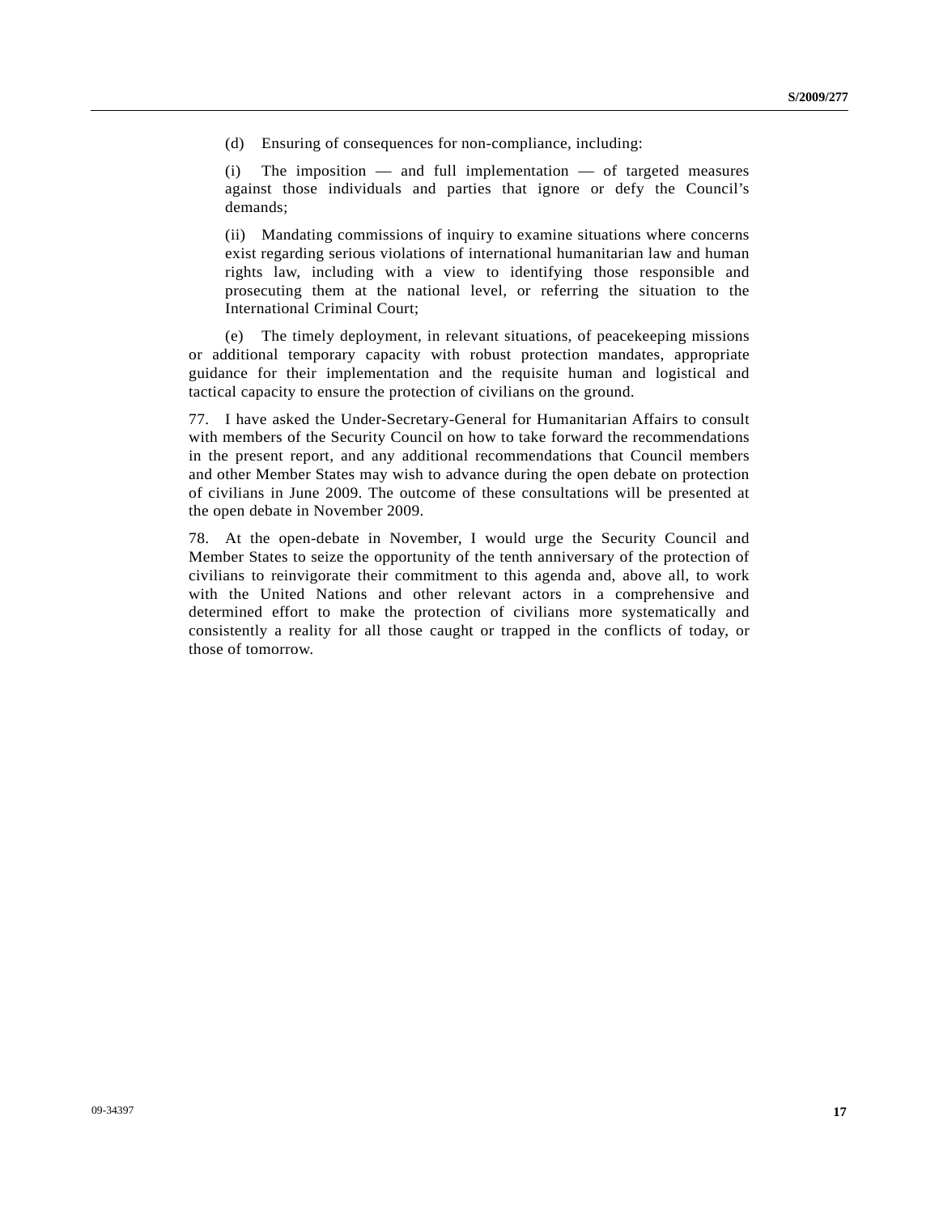(d) Ensuring of consequences for non-compliance, including:

(i) The imposition — and full implementation — of targeted measures against those individuals and parties that ignore or defy the Council's demands;

(ii) Mandating commissions of inquiry to examine situations where concerns exist regarding serious violations of international humanitarian law and human rights law, including with a view to identifying those responsible and prosecuting them at the national level, or referring the situation to the International Criminal Court;

(e) The timely deployment, in relevant situations, of peacekeeping missions or additional temporary capacity with robust protection mandates, appropriate guidance for their implementation and the requisite human and logistical and tactical capacity to ensure the protection of civilians on the ground.

77. I have asked the Under-Secretary-General for Humanitarian Affairs to consult with members of the Security Council on how to take forward the recommendations in the present report, and any additional recommendations that Council members and other Member States may wish to advance during the open debate on protection of civilians in June 2009. The outcome of these consultations will be presented at the open debate in November 2009.

78. At the open-debate in November, I would urge the Security Council and Member States to seize the opportunity of the tenth anniversary of the protection of civilians to reinvigorate their commitment to this agenda and, above all, to work with the United Nations and other relevant actors in a comprehensive and determined effort to make the protection of civilians more systematically and consistently a reality for all those caught or trapped in the conflicts of today, or those of tomorrow.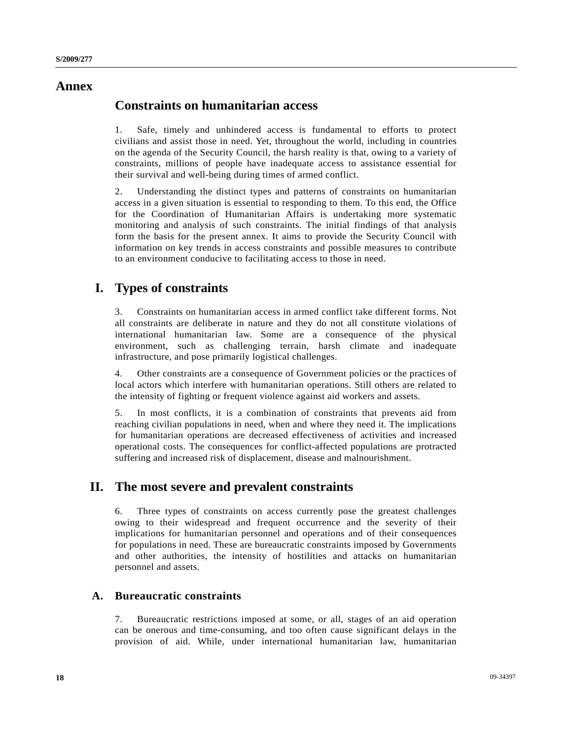# Annex

## Constraints on humanitarian access

1. Safe, timely and unhindered access is fundamental to efforts to protect civilians and assist those in need. Yet, throughout the world, including in countries on the agenda of the Security Council, the harsh reality is that, owing to a variety of constraints, millions of people have inadequate access to assistance essential for their survival and well-being during times of armed conflict.

2. Understanding the distinct types and patterns of constraints on humanitarian access in a given situation is essential to responding to them. To this end, the Office for the Coordination of Humanitarian Affairs is undertaking more systematic monitoring and analysis of such constraints. The initial findings of that analysis form the basis for the present annex. It aims to provide the Security Council with information on key trends in access constraints and possible measures to contribute to an environment conducive to facilitating access to those in need.

## I. Types of constraints

3. Constraints on humanitarian access in armed conflict take different forms. Not all constraints are deliberate in nature and they do not all constitute violations of international humanitarian law. Some are a consequence of the physical environment, such as challenging terrain, harsh climate and inadequate infrastructure, and pose primarily logistical challenges.

4. Other constraints are a consequence of Government policies or the practices of local actors which interfere with humanitarian operations. Still others are related to the intensity of fighting or frequent violence against aid workers and assets.

5. In most conflicts, it is a combination of constraints that prevents aid from reaching civilian populations in need, when and where they need it. The implications for humanitarian operations are decreased effectiveness of activities and increased operational costs. The consequences for conflict-affected populations are protracted suffering and increased risk of displacement, disease and malnourishment.

## II. The most severe and prevalent constraints

6. Three types of constraints on access currently pose the greatest challenges owing to their widespread and frequent occurrence and the severity of their implications for humanitarian personnel and operations and of their consequences for populations in need. These are bureaucratic constraints imposed by Governments and other authorities, the intensity of hostilities and attacks on humanitarian personnel and assets.

### A. Bureaucratic constraints

7. Bureaucratic restrictions imposed at some, or all, stages of an aid operation can be onerous and time-consuming, and too often cause significant delays in the provision of aid. While, under international humanitarian law, humanitarian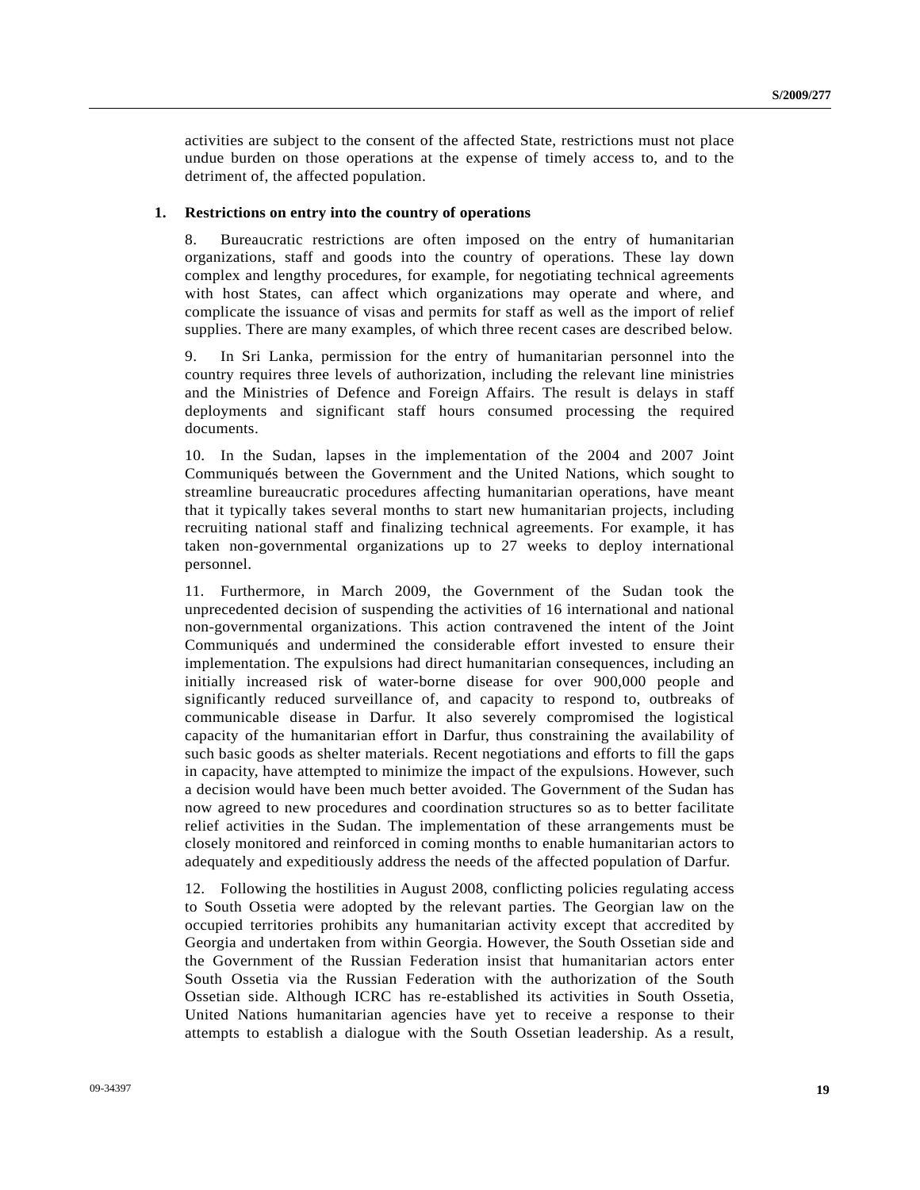activities are subject to the consent of the affected State, restrictions must not place undue burden on those operations at the expense of timely access to, and to the detriment of, the affected population.

### 1. Restrictions on entry into the country of operations

8. Bureaucratic restrictions are often imposed on the entry of humanitarian organizations, staff and goods into the country of operations. These lay down complex and lengthy procedures, for example, for negotiating technical agreements with host States, can affect which organizations may operate and where, and complicate the issuance of visas and permits for staff as well as the import of relief supplies. There are many examples, of which three recent cases are described below.

9. In Sri Lanka, permission for the entry of humanitarian personnel into the country requires three levels of authorization, including the relevant line ministries and the Ministries of Defence and Foreign Affairs. The result is delays in staff deployments and significant staff hours consumed processing the required documents.

10. In the Sudan, lapses in the implementation of the 2004 and 2007 Joint Communiqués between the Government and the United Nations, which sought to streamline bureaucratic procedures affecting humanitarian operations, have meant that it typically takes several months to start new humanitarian projects, including recruiting national staff and finalizing technical agreements. For example, it has taken non-governmental organizations up to 27 weeks to deploy international personnel.

11. Furthermore, in March 2009, the Government of the Sudan took the unprecedented decision of suspending the activities of 16 international and national non-governmental organizations. This action contravened the intent of the Joint Communiqués and undermined the considerable effort invested to ensure their implementation. The expulsions had direct humanitarian consequences, including an initially increased risk of water-borne disease for over 900,000 people and significantly reduced surveillance of, and capacity to respond to, outbreaks of communicable disease in Darfur. It also severely compromised the logistical capacity of the humanitarian effort in Darfur, thus constraining the availability of such basic goods as shelter materials. Recent negotiations and efforts to fill the gaps in capacity, have attempted to minimize the impact of the expulsions. However, such a decision would have been much better avoided. The Government of the Sudan has now agreed to new procedures and coordination structures so as to better facilitate relief activities in the Sudan. The implementation of these arrangements must be closely monitored and reinforced in coming months to enable humanitarian actors to adequately and expeditiously address the needs of the affected population of Darfur.

12. Following the hostilities in August 2008, conflicting policies regulating access to South Ossetia were adopted by the relevant parties. The Georgian law on the occupied territories prohibits any humanitarian activity except that accredited by Georgia and undertaken from within Georgia. However, the South Ossetian side and the Government of the Russian Federation insist that humanitarian actors enter South Ossetia via the Russian Federation with the authorization of the South Ossetian side. Although ICRC has re-established its activities in South Ossetia, United Nations humanitarian agencies have yet to receive a response to their attempts to establish a dialogue with the South Ossetian leadership. As a result,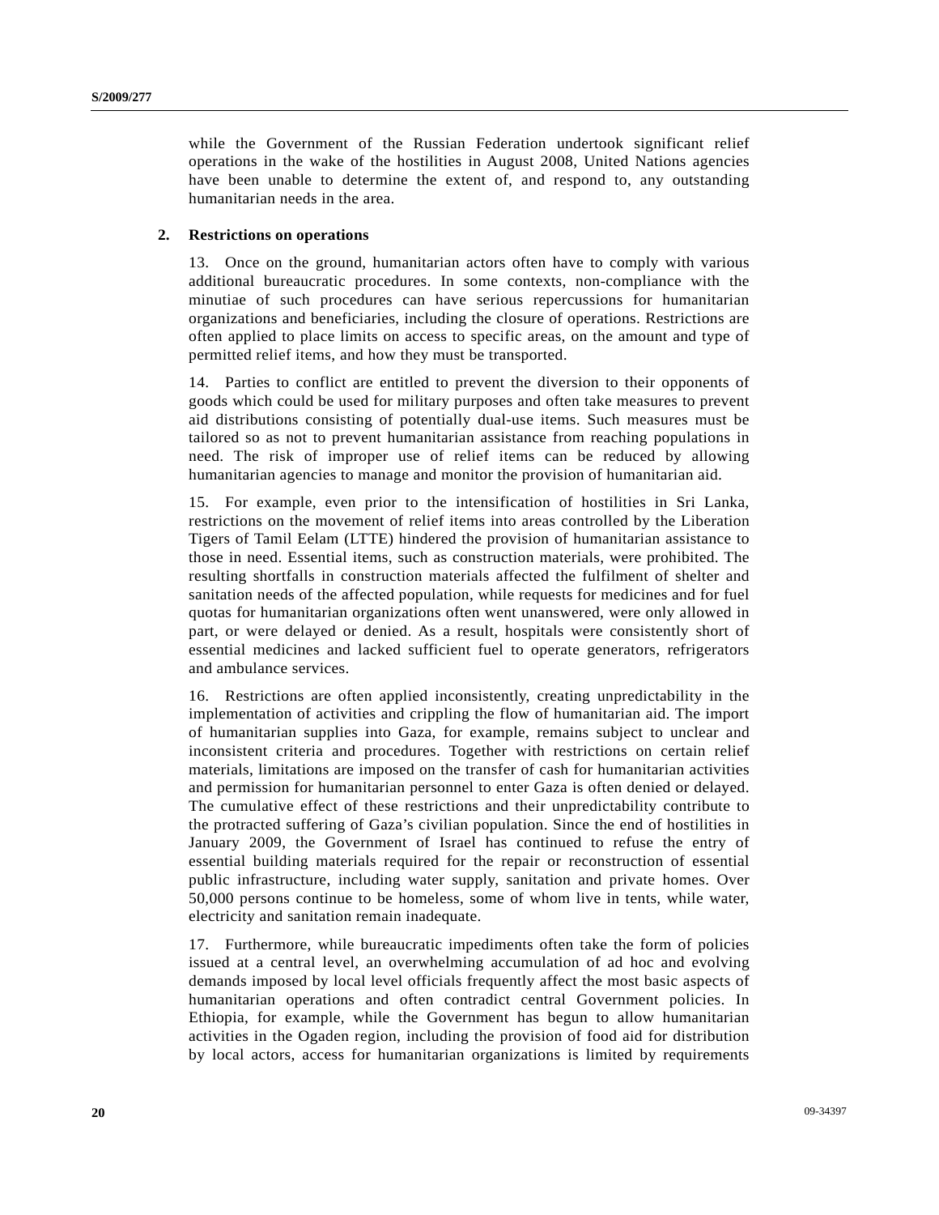while the Government of the Russian Federation undertook significant relief operations in the wake of the hostilities in August 2008, United Nations agencies have been unable to determine the extent of, and respond to, any outstanding humanitarian needs in the area.

### 2. Restrictions on operations

13. Once on the ground, humanitarian actors often have to comply with various additional bureaucratic procedures. In some contexts, non-compliance with the minutiae of such procedures can have serious repercussions for humanitarian organizations and beneficiaries, including the closure of operations. Restrictions are often applied to place limits on access to specific areas, on the amount and type of permitted relief items, and how they must be transported.

14. Parties to conflict are entitled to prevent the diversion to their opponents of goods which could be used for military purposes and often take measures to prevent aid distributions consisting of potentially dual-use items. Such measures must be tailored so as not to prevent humanitarian assistance from reaching populations in need. The risk of improper use of relief items can be reduced by allowing humanitarian agencies to manage and monitor the provision of humanitarian aid.

15. For example, even prior to the intensification of hostilities in Sri Lanka, restrictions on the movement of relief items into areas controlled by the Liberation Tigers of Tamil Eelam (LTTE) hindered the provision of humanitarian assistance to those in need. Essential items, such as construction materials, were prohibited. The resulting shortfalls in construction materials affected the fulfilment of shelter and sanitation needs of the affected population, while requests for medicines and for fuel quotas for humanitarian organizations often went unanswered, were only allowed in part, or were delayed or denied. As a result, hospitals were consistently short of essential medicines and lacked sufficient fuel to operate generators, refrigerators and ambulance services.

16. Restrictions are often applied inconsistently, creating unpredictability in the implementation of activities and crippling the flow of humanitarian aid. The import of humanitarian supplies into Gaza, for example, remains subject to unclear and inconsistent criteria and procedures. Together with restrictions on certain relief materials, limitations are imposed on the transfer of cash for humanitarian activities and permission for humanitarian personnel to enter Gaza is often denied or delayed. The cumulative effect of these restrictions and their unpredictability contribute to the protracted suffering of Gaza's civilian population. Since the end of hostilities in January 2009, the Government of Israel has continued to refuse the entry of essential building materials required for the repair or reconstruction of essential public infrastructure, including water supply, sanitation and private homes. Over 50,000 persons continue to be homeless, some of whom live in tents, while water, electricity and sanitation remain inadequate.

17. Furthermore, while bureaucratic impediments often take the form of policies issued at a central level, an overwhelming accumulation of ad hoc and evolving demands imposed by local level officials frequently affect the most basic aspects of humanitarian operations and often contradict central Government policies. In Ethiopia, for example, while the Government has begun to allow humanitarian activities in the Ogaden region, including the provision of food aid for distribution by local actors, access for humanitarian organizations is limited by requirements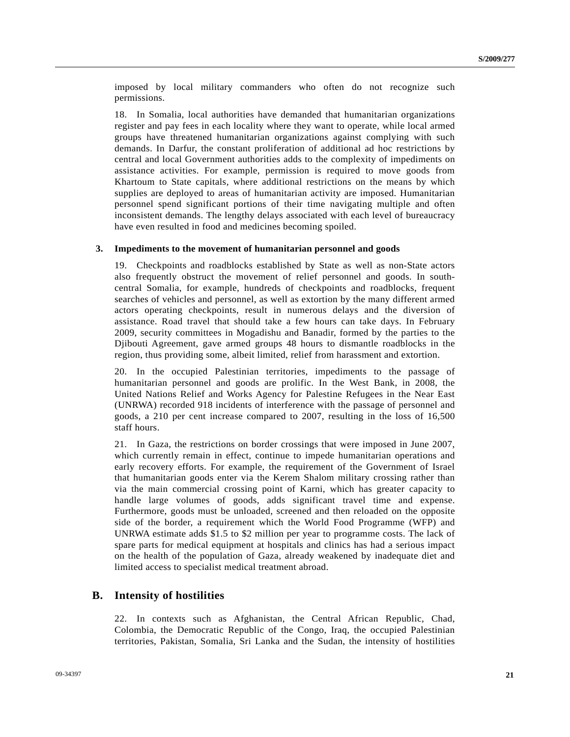imposed by local military commanders who often do not recognize such permissions.

18. In Somalia, local authorities have demanded that humanitarian organizations register and pay fees in each locality where they want to operate, while local armed groups have threatened humanitarian organizations against complying with such demands. In Darfur, the constant proliferation of additional ad hoc restrictions by central and local Government authorities adds to the complexity of impediments on assistance activities. For example, permission is required to move goods from Khartoum to State capitals, where additional restrictions on the means by which supplies are deployed to areas of humanitarian activity are imposed. Humanitarian personnel spend significant portions of their time navigating multiple and often inconsistent demands. The lengthy delays associated with each level of bureaucracy have even resulted in food and medicines becoming spoiled.

### 3. Impediments to the movement of humanitarian personnel and goods

19. Checkpoints and roadblocks established by State as well as non-State actors also frequently obstruct the movement of relief personnel and goods. In south-central Somalia, for example, hundreds of checkpoints and roadblocks, frequent searches of vehicles and personnel, as well as extortion by the many different armed actors operating checkpoints, result in numerous delays and the diversion of assistance. Road travel that should take a few hours can take days. In February 2009, security committees in Mogadishu and Banadir, formed by the parties to the Djibouti Agreement, gave armed groups 48 hours to dismantle roadblocks in the region, thus providing some, albeit limited, relief from harassment and extortion.

20. In the occupied Palestinian territories, impediments to the passage of humanitarian personnel and goods are prolific. In the West Bank, in 2008, the United Nations Relief and Works Agency for Palestine Refugees in the Near East (UNRWA) recorded 918 incidents of interference with the passage of personnel and goods, a 210 per cent increase compared to 2007, resulting in the loss of 16,500 staff hours.

21. In Gaza, the restrictions on border crossings that were imposed in June 2007, which currently remain in effect, continue to impede humanitarian operations and early recovery efforts. For example, the requirement of the Government of Israel that humanitarian goods enter via the Kerem Shalom military crossing rather than via the main commercial crossing point of Karni, which has greater capacity to handle large volumes of goods, adds significant travel time and expense. Furthermore, goods must be unloaded, screened and then reloaded on the opposite side of the border, a requirement which the World Food Programme (WFP) and UNRWA estimate adds $1.5 to $2 million per year to programme costs. The lack of spare parts for medical equipment at hospitals and clinics has had a serious impact on the health of the population of Gaza, already weakened by inadequate diet and limited access to specialist medical treatment abroad.

## B. Intensity of hostilities

22. In contexts such as Afghanistan, the Central African Republic, Chad, Colombia, the Democratic Republic of the Congo, Iraq, the occupied Palestinian territories, Pakistan, Somalia, Sri Lanka and the Sudan, the intensity of hostilities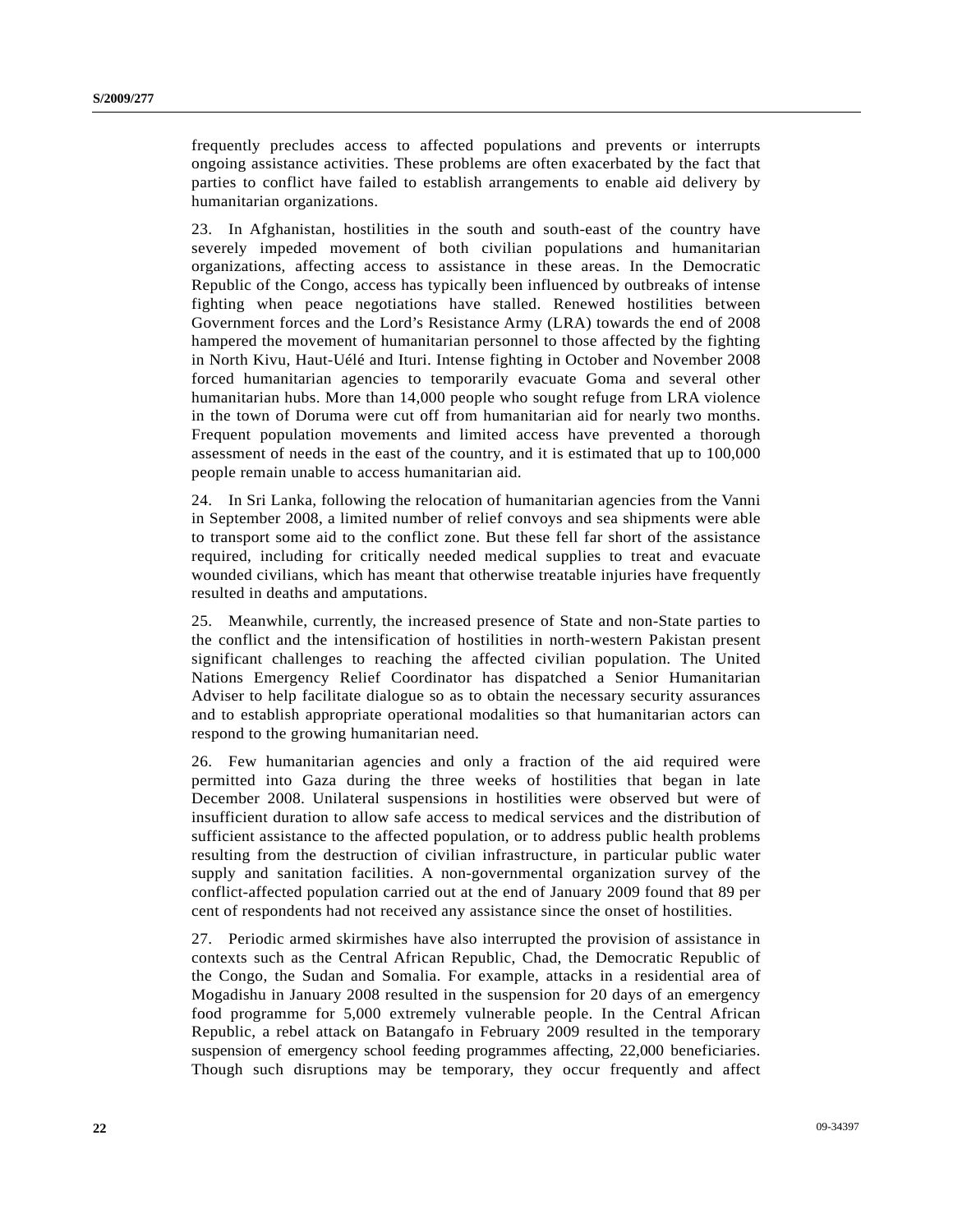frequently precludes access to affected populations and prevents or interrupts ongoing assistance activities. These problems are often exacerbated by the fact that parties to conflict have failed to establish arrangements to enable aid delivery by humanitarian organizations.

23. In Afghanistan, hostilities in the south and south-east of the country have severely impeded movement of both civilian populations and humanitarian organizations, affecting access to assistance in these areas. In the Democratic Republic of the Congo, access has typically been influenced by outbreaks of intense fighting when peace negotiations have stalled. Renewed hostilities between Government forces and the Lord's Resistance Army (LRA) towards the end of 2008 hampered the movement of humanitarian personnel to those affected by the fighting in North Kivu, Haut-Uélé and Ituri. Intense fighting in October and November 2008 forced humanitarian agencies to temporarily evacuate Goma and several other humanitarian hubs. More than 14,000 people who sought refuge from LRA violence in the town of Doruma were cut off from humanitarian aid for nearly two months. Frequent population movements and limited access have prevented a thorough assessment of needs in the east of the country, and it is estimated that up to 100,000 people remain unable to access humanitarian aid.

24. In Sri Lanka, following the relocation of humanitarian agencies from the Vanni in September 2008, a limited number of relief convoys and sea shipments were able to transport some aid to the conflict zone. But these fell far short of the assistance required, including for critically needed medical supplies to treat and evacuate wounded civilians, which has meant that otherwise treatable injuries have frequently resulted in deaths and amputations.

25. Meanwhile, currently, the increased presence of State and non-State parties to the conflict and the intensification of hostilities in north-western Pakistan present significant challenges to reaching the affected civilian population. The United Nations Emergency Relief Coordinator has dispatched a Senior Humanitarian Adviser to help facilitate dialogue so as to obtain the necessary security assurances and to establish appropriate operational modalities so that humanitarian actors can respond to the growing humanitarian need.

26. Few humanitarian agencies and only a fraction of the aid required were permitted into Gaza during the three weeks of hostilities that began in late December 2008. Unilateral suspensions in hostilities were observed but were of insufficient duration to allow safe access to medical services and the distribution of sufficient assistance to the affected population, or to address public health problems resulting from the destruction of civilian infrastructure, in particular public water supply and sanitation facilities. A non-governmental organization survey of the conflict-affected population carried out at the end of January 2009 found that 89 per cent of respondents had not received any assistance since the onset of hostilities.

27. Periodic armed skirmishes have also interrupted the provision of assistance in contexts such as the Central African Republic, Chad, the Democratic Republic of the Congo, the Sudan and Somalia. For example, attacks in a residential area of Mogadishu in January 2008 resulted in the suspension for 20 days of an emergency food programme for 5,000 extremely vulnerable people. In the Central African Republic, a rebel attack on Batangafo in February 2009 resulted in the temporary suspension of emergency school feeding programmes affecting, 22,000 beneficiaries. Though such disruptions may be temporary, they occur frequently and affect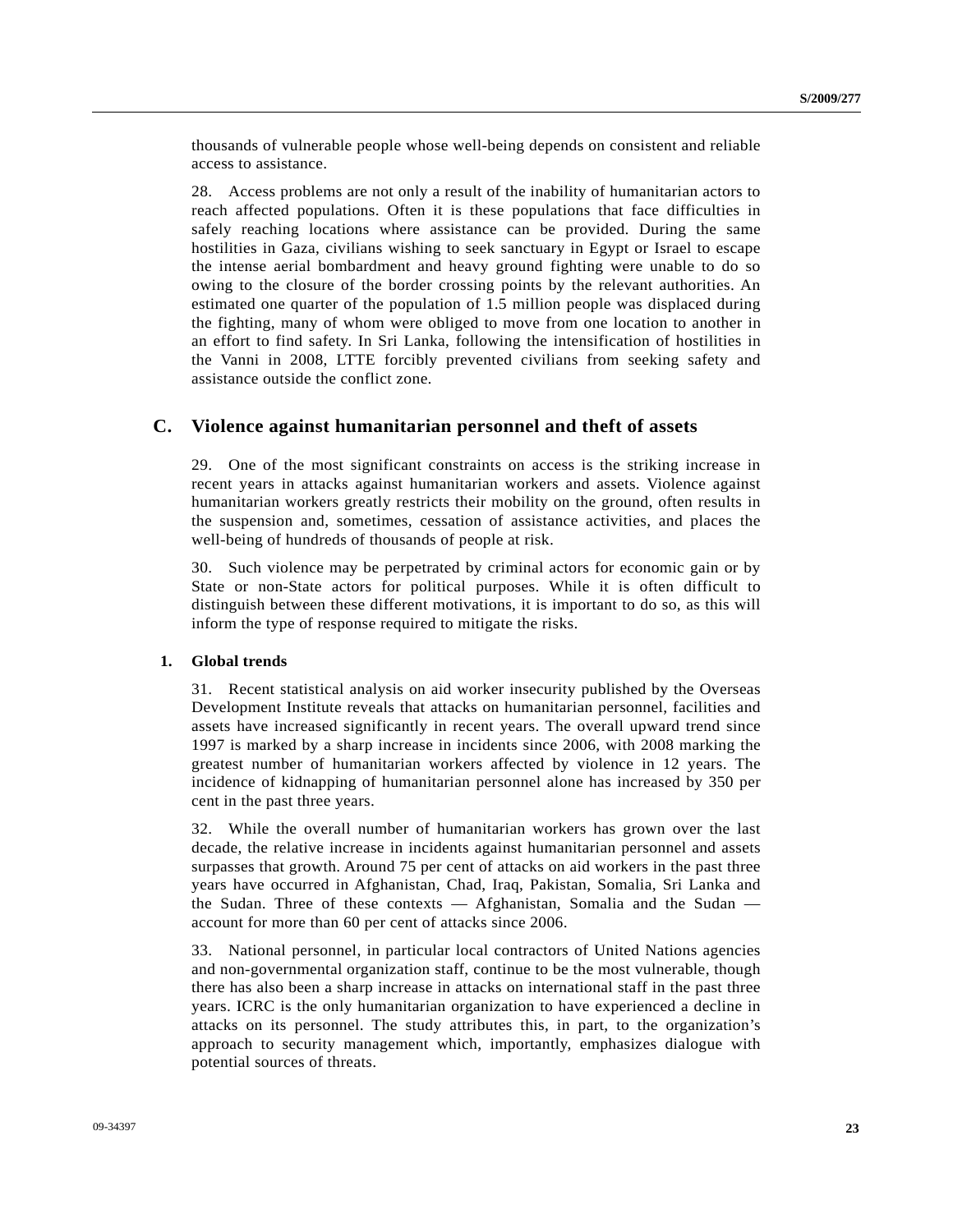thousands of vulnerable people whose well-being depends on consistent and reliable access to assistance.

28. Access problems are not only a result of the inability of humanitarian actors to reach affected populations. Often it is these populations that face difficulties in safely reaching locations where assistance can be provided. During the same hostilities in Gaza, civilians wishing to seek sanctuary in Egypt or Israel to escape the intense aerial bombardment and heavy ground fighting were unable to do so owing to the closure of the border crossing points by the relevant authorities. An estimated one quarter of the population of 1.5 million people was displaced during the fighting, many of whom were obliged to move from one location to another in an effort to find safety. In Sri Lanka, following the intensification of hostilities in the Vanni in 2008, LTTE forcibly prevented civilians from seeking safety and assistance outside the conflict zone.

## C. Violence against humanitarian personnel and theft of assets

29. One of the most significant constraints on access is the striking increase in recent years in attacks against humanitarian workers and assets. Violence against humanitarian workers greatly restricts their mobility on the ground, often results in the suspension and, sometimes, cessation of assistance activities, and places the well-being of hundreds of thousands of people at risk.

30. Such violence may be perpetrated by criminal actors for economic gain or by State or non-State actors for political purposes. While it is often difficult to distinguish between these different motivations, it is important to do so, as this will inform the type of response required to mitigate the risks.

### 1. Global trends

31. Recent statistical analysis on aid worker insecurity published by the Overseas Development Institute reveals that attacks on humanitarian personnel, facilities and assets have increased significantly in recent years. The overall upward trend since 1997 is marked by a sharp increase in incidents since 2006, with 2008 marking the greatest number of humanitarian workers affected by violence in 12 years. The incidence of kidnapping of humanitarian personnel alone has increased by 350 per cent in the past three years.

32. While the overall number of humanitarian workers has grown over the last decade, the relative increase in incidents against humanitarian personnel and assets surpasses that growth. Around 75 per cent of attacks on aid workers in the past three years have occurred in Afghanistan, Chad, Iraq, Pakistan, Somalia, Sri Lanka and the Sudan. Three of these contexts — Afghanistan, Somalia and the Sudan — account for more than 60 per cent of attacks since 2006.

33. National personnel, in particular local contractors of United Nations agencies and non-governmental organization staff, continue to be the most vulnerable, though there has also been a sharp increase in attacks on international staff in the past three years. ICRC is the only humanitarian organization to have experienced a decline in attacks on its personnel. The study attributes this, in part, to the organization's approach to security management which, importantly, emphasizes dialogue with potential sources of threats.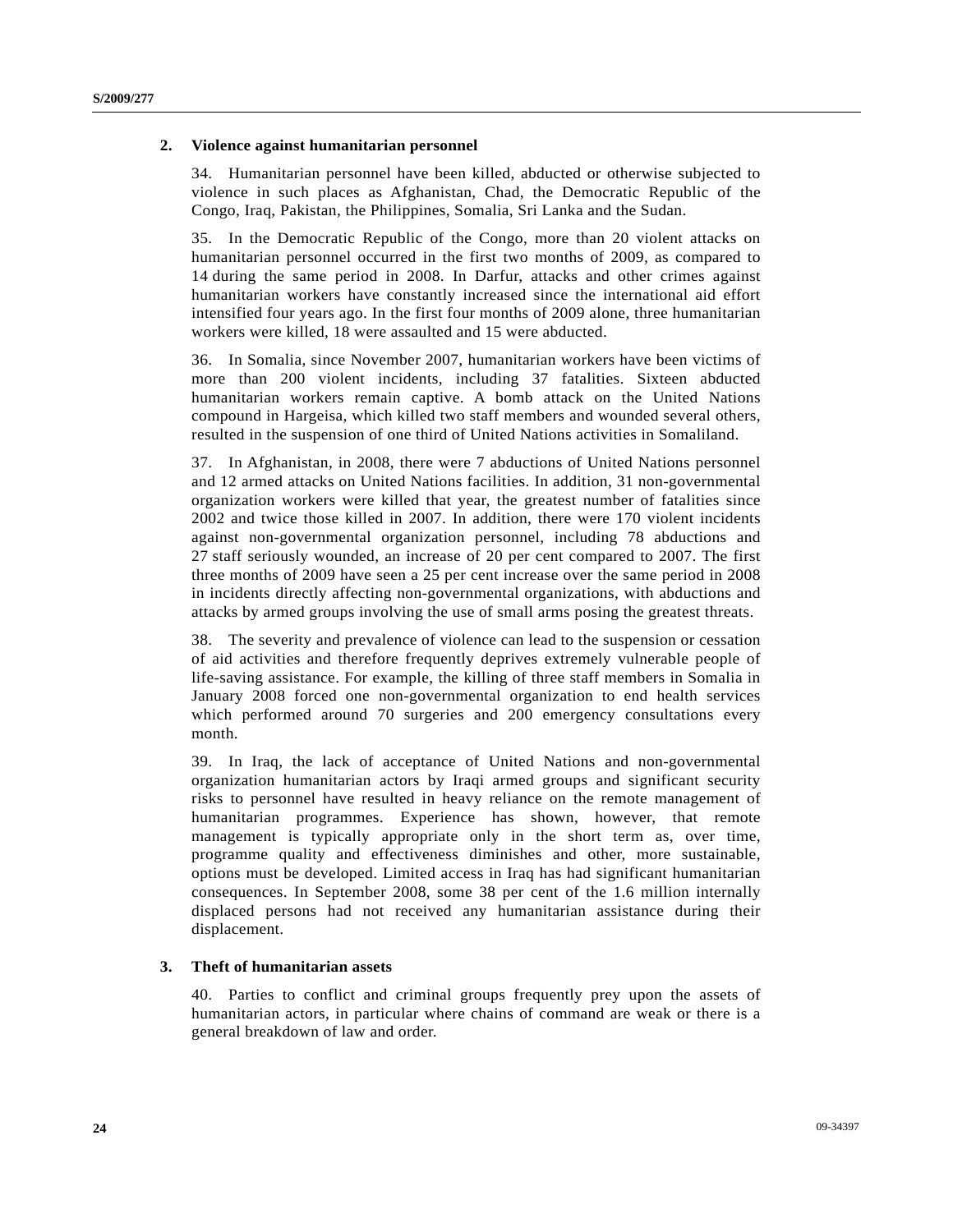### 2. Violence against humanitarian personnel

34. Humanitarian personnel have been killed, abducted or otherwise subjected to violence in such places as Afghanistan, Chad, the Democratic Republic of the Congo, Iraq, Pakistan, the Philippines, Somalia, Sri Lanka and the Sudan.

35. In the Democratic Republic of the Congo, more than 20 violent attacks on humanitarian personnel occurred in the first two months of 2009, as compared to 14 during the same period in 2008. In Darfur, attacks and other crimes against humanitarian workers have constantly increased since the international aid effort intensified four years ago. In the first four months of 2009 alone, three humanitarian workers were killed, 18 were assaulted and 15 were abducted.

36. In Somalia, since November 2007, humanitarian workers have been victims of more than 200 violent incidents, including 37 fatalities. Sixteen abducted humanitarian workers remain captive. A bomb attack on the United Nations compound in Hargeisa, which killed two staff members and wounded several others, resulted in the suspension of one third of United Nations activities in Somaliland.

37. In Afghanistan, in 2008, there were 7 abductions of United Nations personnel and 12 armed attacks on United Nations facilities. In addition, 31 non-governmental organization workers were killed that year, the greatest number of fatalities since 2002 and twice those killed in 2007. In addition, there were 170 violent incidents against non-governmental organization personnel, including 78 abductions and 27 staff seriously wounded, an increase of 20 per cent compared to 2007. The first three months of 2009 have seen a 25 per cent increase over the same period in 2008 in incidents directly affecting non-governmental organizations, with abductions and attacks by armed groups involving the use of small arms posing the greatest threats.

38. The severity and prevalence of violence can lead to the suspension or cessation of aid activities and therefore frequently deprives extremely vulnerable people of life-saving assistance. For example, the killing of three staff members in Somalia in January 2008 forced one non-governmental organization to end health services which performed around 70 surgeries and 200 emergency consultations every month.

39. In Iraq, the lack of acceptance of United Nations and non-governmental organization humanitarian actors by Iraqi armed groups and significant security risks to personnel have resulted in heavy reliance on the remote management of humanitarian programmes. Experience has shown, however, that remote management is typically appropriate only in the short term as, over time, programme quality and effectiveness diminishes and other, more sustainable, options must be developed. Limited access in Iraq has had significant humanitarian consequences. In September 2008, some 38 per cent of the 1.6 million internally displaced persons had not received any humanitarian assistance during their displacement.

### 3. Theft of humanitarian assets

40. Parties to conflict and criminal groups frequently prey upon the assets of humanitarian actors, in particular where chains of command are weak or there is a general breakdown of law and order.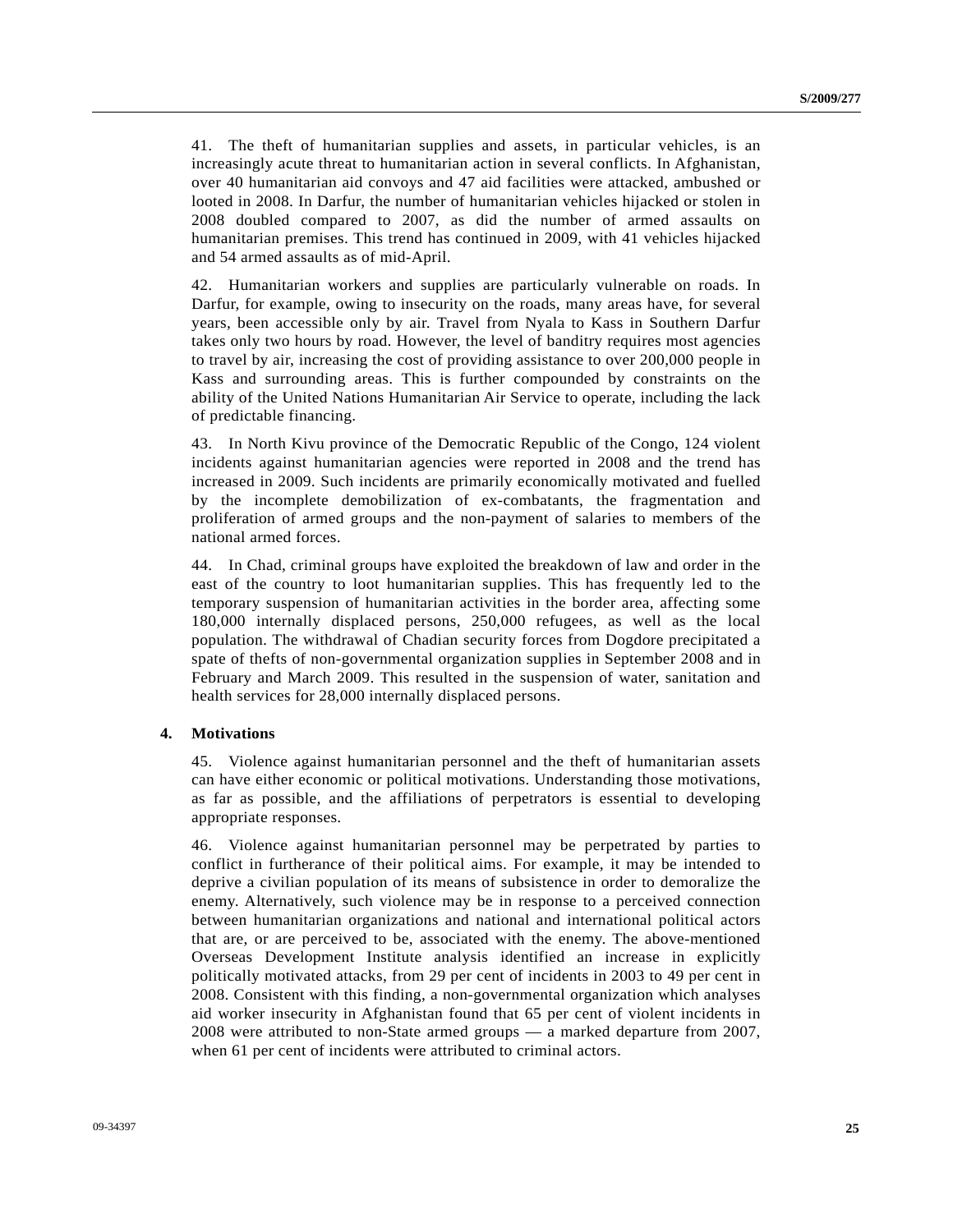41. The theft of humanitarian supplies and assets, in particular vehicles, is an increasingly acute threat to humanitarian action in several conflicts. In Afghanistan, over 40 humanitarian aid convoys and 47 aid facilities were attacked, ambushed or looted in 2008. In Darfur, the number of humanitarian vehicles hijacked or stolen in 2008 doubled compared to 2007, as did the number of armed assaults on humanitarian premises. This trend has continued in 2009, with 41 vehicles hijacked and 54 armed assaults as of mid-April.

42. Humanitarian workers and supplies are particularly vulnerable on roads. In Darfur, for example, owing to insecurity on the roads, many areas have, for several years, been accessible only by air. Travel from Nyala to Kass in Southern Darfur takes only two hours by road. However, the level of banditry requires most agencies to travel by air, increasing the cost of providing assistance to over 200,000 people in Kass and surrounding areas. This is further compounded by constraints on the ability of the United Nations Humanitarian Air Service to operate, including the lack of predictable financing.

43. In North Kivu province of the Democratic Republic of the Congo, 124 violent incidents against humanitarian agencies were reported in 2008 and the trend has increased in 2009. Such incidents are primarily economically motivated and fuelled by the incomplete demobilization of ex-combatants, the fragmentation and proliferation of armed groups and the non-payment of salaries to members of the national armed forces.

44. In Chad, criminal groups have exploited the breakdown of law and order in the east of the country to loot humanitarian supplies. This has frequently led to the temporary suspension of humanitarian activities in the border area, affecting some 180,000 internally displaced persons, 250,000 refugees, as well as the local population. The withdrawal of Chadian security forces from Dogdore precipitated a spate of thefts of non-governmental organization supplies in September 2008 and in February and March 2009. This resulted in the suspension of water, sanitation and health services for 28,000 internally displaced persons.

### 4. Motivations

45. Violence against humanitarian personnel and the theft of humanitarian assets can have either economic or political motivations. Understanding those motivations, as far as possible, and the affiliations of perpetrators is essential to developing appropriate responses.

46. Violence against humanitarian personnel may be perpetrated by parties to conflict in furtherance of their political aims. For example, it may be intended to deprive a civilian population of its means of subsistence in order to demoralize the enemy. Alternatively, such violence may be in response to a perceived connection between humanitarian organizations and national and international political actors that are, or are perceived to be, associated with the enemy. The above-mentioned Overseas Development Institute analysis identified an increase in explicitly politically motivated attacks, from 29 per cent of incidents in 2003 to 49 per cent in 2008. Consistent with this finding, a non-governmental organization which analyses aid worker insecurity in Afghanistan found that 65 per cent of violent incidents in 2008 were attributed to non-State armed groups — a marked departure from 2007, when 61 per cent of incidents were attributed to criminal actors.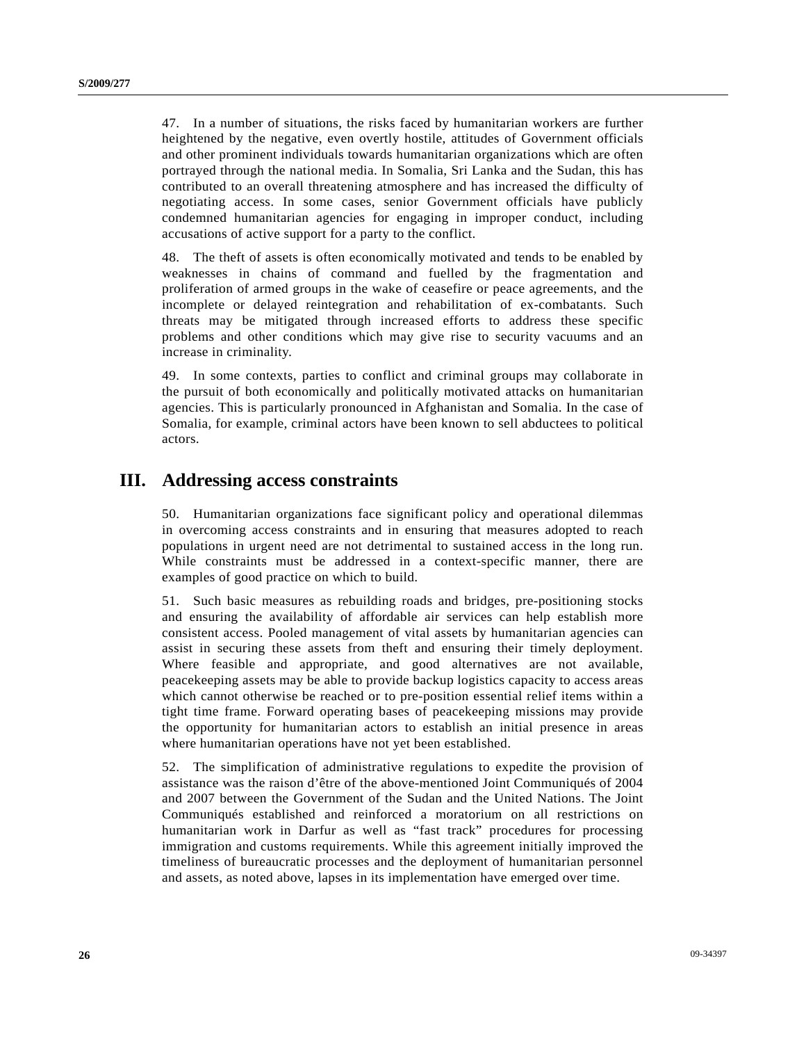47. In a number of situations, the risks faced by humanitarian workers are further heightened by the negative, even overtly hostile, attitudes of Government officials and other prominent individuals towards humanitarian organizations which are often portrayed through the national media. In Somalia, Sri Lanka and the Sudan, this has contributed to an overall threatening atmosphere and has increased the difficulty of negotiating access. In some cases, senior Government officials have publicly condemned humanitarian agencies for engaging in improper conduct, including accusations of active support for a party to the conflict.

48. The theft of assets is often economically motivated and tends to be enabled by weaknesses in chains of command and fuelled by the fragmentation and proliferation of armed groups in the wake of ceasefire or peace agreements, and the incomplete or delayed reintegration and rehabilitation of ex-combatants. Such threats may be mitigated through increased efforts to address these specific problems and other conditions which may give rise to security vacuums and an increase in criminality.

49. In some contexts, parties to conflict and criminal groups may collaborate in the pursuit of both economically and politically motivated attacks on humanitarian agencies. This is particularly pronounced in Afghanistan and Somalia. In the case of Somalia, for example, criminal actors have been known to sell abductees to political actors.

# III. Addressing access constraints

50. Humanitarian organizations face significant policy and operational dilemmas in overcoming access constraints and in ensuring that measures adopted to reach populations in urgent need are not detrimental to sustained access in the long run. While constraints must be addressed in a context-specific manner, there are examples of good practice on which to build.

51. Such basic measures as rebuilding roads and bridges, pre-positioning stocks and ensuring the availability of affordable air services can help establish more consistent access. Pooled management of vital assets by humanitarian agencies can assist in securing these assets from theft and ensuring their timely deployment. Where feasible and appropriate, and good alternatives are not available, peacekeeping assets may be able to provide backup logistics capacity to access areas which cannot otherwise be reached or to pre-position essential relief items within a tight time frame. Forward operating bases of peacekeeping missions may provide the opportunity for humanitarian actors to establish an initial presence in areas where humanitarian operations have not yet been established.

52. The simplification of administrative regulations to expedite the provision of assistance was the raison d'être of the above-mentioned Joint Communiqués of 2004 and 2007 between the Government of the Sudan and the United Nations. The Joint Communiqués established and reinforced a moratorium on all restrictions on humanitarian work in Darfur as well as "fast track" procedures for processing immigration and customs requirements. While this agreement initially improved the timeliness of bureaucratic processes and the deployment of humanitarian personnel and assets, as noted above, lapses in its implementation have emerged over time.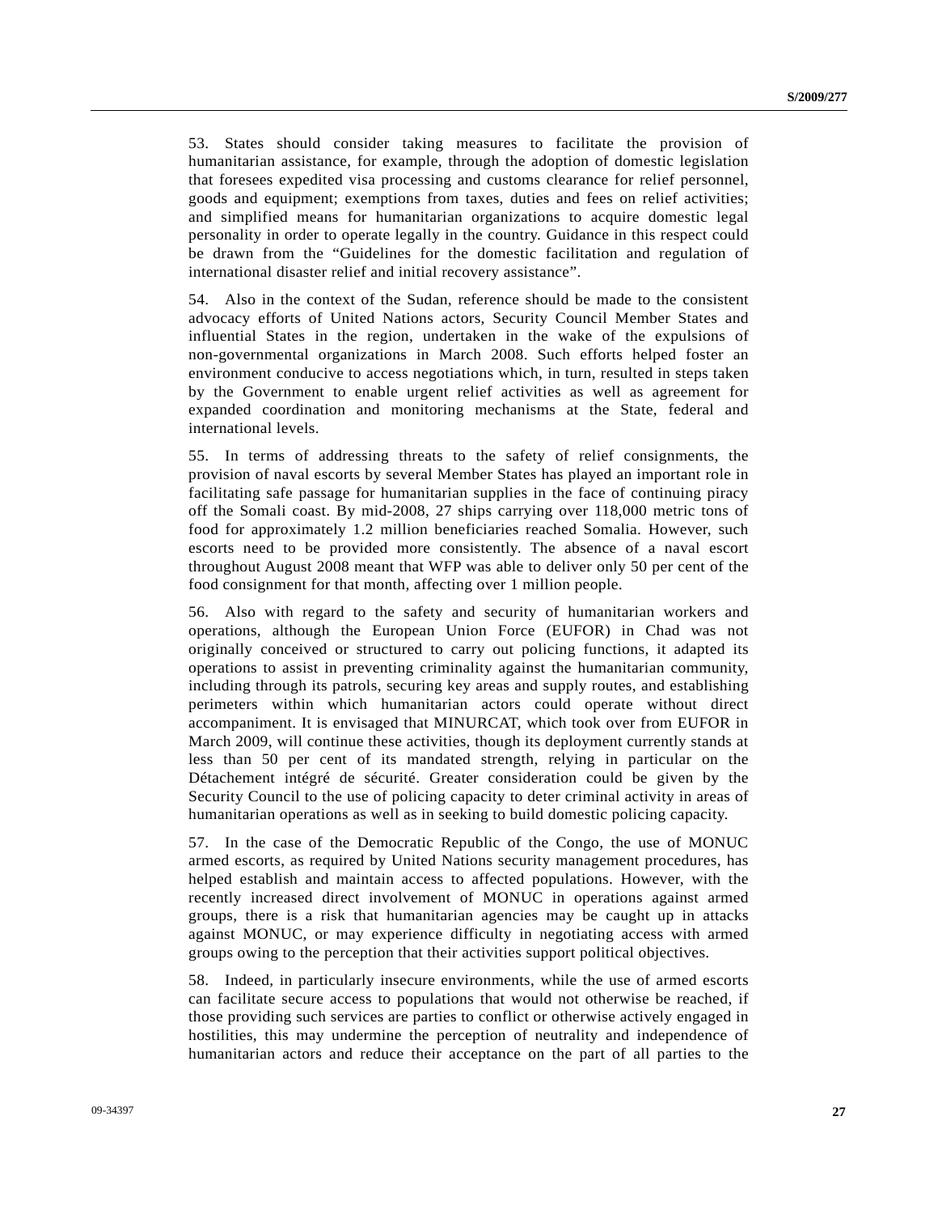53. States should consider taking measures to facilitate the provision of humanitarian assistance, for example, through the adoption of domestic legislation that foresees expedited visa processing and customs clearance for relief personnel, goods and equipment; exemptions from taxes, duties and fees on relief activities; and simplified means for humanitarian organizations to acquire domestic legal personality in order to operate legally in the country. Guidance in this respect could be drawn from the "Guidelines for the domestic facilitation and regulation of international disaster relief and initial recovery assistance".

54. Also in the context of the Sudan, reference should be made to the consistent advocacy efforts of United Nations actors, Security Council Member States and influential States in the region, undertaken in the wake of the expulsions of non-governmental organizations in March 2008. Such efforts helped foster an environment conducive to access negotiations which, in turn, resulted in steps taken by the Government to enable urgent relief activities as well as agreement for expanded coordination and monitoring mechanisms at the State, federal and international levels.

55. In terms of addressing threats to the safety of relief consignments, the provision of naval escorts by several Member States has played an important role in facilitating safe passage for humanitarian supplies in the face of continuing piracy off the Somali coast. By mid-2008, 27 ships carrying over 118,000 metric tons of food for approximately 1.2 million beneficiaries reached Somalia. However, such escorts need to be provided more consistently. The absence of a naval escort throughout August 2008 meant that WFP was able to deliver only 50 per cent of the food consignment for that month, affecting over 1 million people.

56. Also with regard to the safety and security of humanitarian workers and operations, although the European Union Force (EUFOR) in Chad was not originally conceived or structured to carry out policing functions, it adapted its operations to assist in preventing criminality against the humanitarian community, including through its patrols, securing key areas and supply routes, and establishing perimeters within which humanitarian actors could operate without direct accompaniment. It is envisaged that MINURCAT, which took over from EUFOR in March 2009, will continue these activities, though its deployment currently stands at less than 50 per cent of its mandated strength, relying in particular on the Détachement intégré de sécurité. Greater consideration could be given by the Security Council to the use of policing capacity to deter criminal activity in areas of humanitarian operations as well as in seeking to build domestic policing capacity.

57. In the case of the Democratic Republic of the Congo, the use of MONUC armed escorts, as required by United Nations security management procedures, has helped establish and maintain access to affected populations. However, with the recently increased direct involvement of MONUC in operations against armed groups, there is a risk that humanitarian agencies may be caught up in attacks against MONUC, or may experience difficulty in negotiating access with armed groups owing to the perception that their activities support political objectives.

58. Indeed, in particularly insecure environments, while the use of armed escorts can facilitate secure access to populations that would not otherwise be reached, if those providing such services are parties to conflict or otherwise actively engaged in hostilities, this may undermine the perception of neutrality and independence of humanitarian actors and reduce their acceptance on the part of all parties to the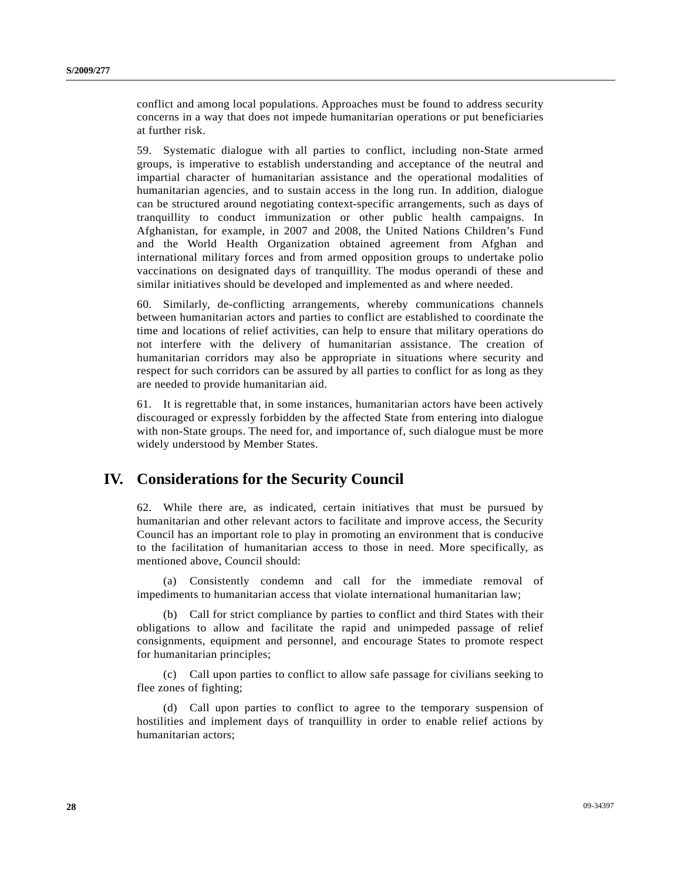conflict and among local populations. Approaches must be found to address security concerns in a way that does not impede humanitarian operations or put beneficiaries at further risk.

59. Systematic dialogue with all parties to conflict, including non-State armed groups, is imperative to establish understanding and acceptance of the neutral and impartial character of humanitarian assistance and the operational modalities of humanitarian agencies, and to sustain access in the long run. In addition, dialogue can be structured around negotiating context-specific arrangements, such as days of tranquillity to conduct immunization or other public health campaigns. In Afghanistan, for example, in 2007 and 2008, the United Nations Children's Fund and the World Health Organization obtained agreement from Afghan and international military forces and from armed opposition groups to undertake polio vaccinations on designated days of tranquillity. The modus operandi of these and similar initiatives should be developed and implemented as and where needed.

60. Similarly, de-conflicting arrangements, whereby communications channels between humanitarian actors and parties to conflict are established to coordinate the time and locations of relief activities, can help to ensure that military operations do not interfere with the delivery of humanitarian assistance. The creation of humanitarian corridors may also be appropriate in situations where security and respect for such corridors can be assured by all parties to conflict for as long as they are needed to provide humanitarian aid.

61. It is regrettable that, in some instances, humanitarian actors have been actively discouraged or expressly forbidden by the affected State from entering into dialogue with non-State groups. The need for, and importance of, such dialogue must be more widely understood by Member States.

# IV. Considerations for the Security Council

62. While there are, as indicated, certain initiatives that must be pursued by humanitarian and other relevant actors to facilitate and improve access, the Security Council has an important role to play in promoting an environment that is conducive to the facilitation of humanitarian access to those in need. More specifically, as mentioned above, Council should:

(a) Consistently condemn and call for the immediate removal of impediments to humanitarian access that violate international humanitarian law;

(b) Call for strict compliance by parties to conflict and third States with their obligations to allow and facilitate the rapid and unimpeded passage of relief consignments, equipment and personnel, and encourage States to promote respect for humanitarian principles;

(c) Call upon parties to conflict to allow safe passage for civilians seeking to flee zones of fighting;

(d) Call upon parties to conflict to agree to the temporary suspension of hostilities and implement days of tranquillity in order to enable relief actions by humanitarian actors;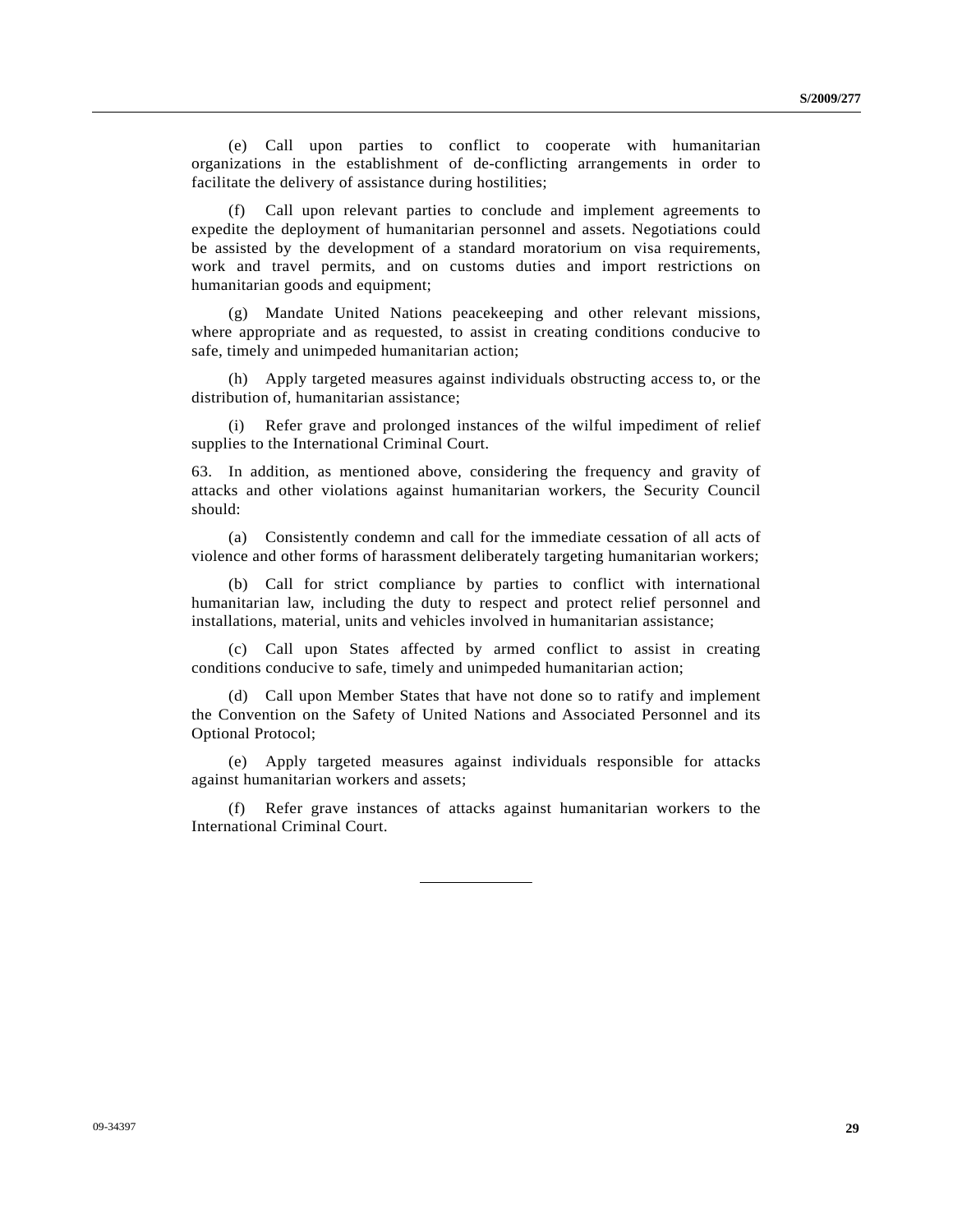(e) Call upon parties to conflict to cooperate with humanitarian organizations in the establishment of de-conflicting arrangements in order to facilitate the delivery of assistance during hostilities;

(f) Call upon relevant parties to conclude and implement agreements to expedite the deployment of humanitarian personnel and assets. Negotiations could be assisted by the development of a standard moratorium on visa requirements, work and travel permits, and on customs duties and import restrictions on humanitarian goods and equipment;

(g) Mandate United Nations peacekeeping and other relevant missions, where appropriate and as requested, to assist in creating conditions conducive to safe, timely and unimpeded humanitarian action;

(h) Apply targeted measures against individuals obstructing access to, or the distribution of, humanitarian assistance;

(i) Refer grave and prolonged instances of the wilful impediment of relief supplies to the International Criminal Court.

63. In addition, as mentioned above, considering the frequency and gravity of attacks and other violations against humanitarian workers, the Security Council should:

(a) Consistently condemn and call for the immediate cessation of all acts of violence and other forms of harassment deliberately targeting humanitarian workers;

(b) Call for strict compliance by parties to conflict with international humanitarian law, including the duty to respect and protect relief personnel and installations, material, units and vehicles involved in humanitarian assistance;

(c) Call upon States affected by armed conflict to assist in creating conditions conducive to safe, timely and unimpeded humanitarian action;

(d) Call upon Member States that have not done so to ratify and implement the Convention on the Safety of United Nations and Associated Personnel and its Optional Protocol;

(e) Apply targeted measures against individuals responsible for attacks against humanitarian workers and assets;

(f) Refer grave instances of attacks against humanitarian workers to the International Criminal Court.